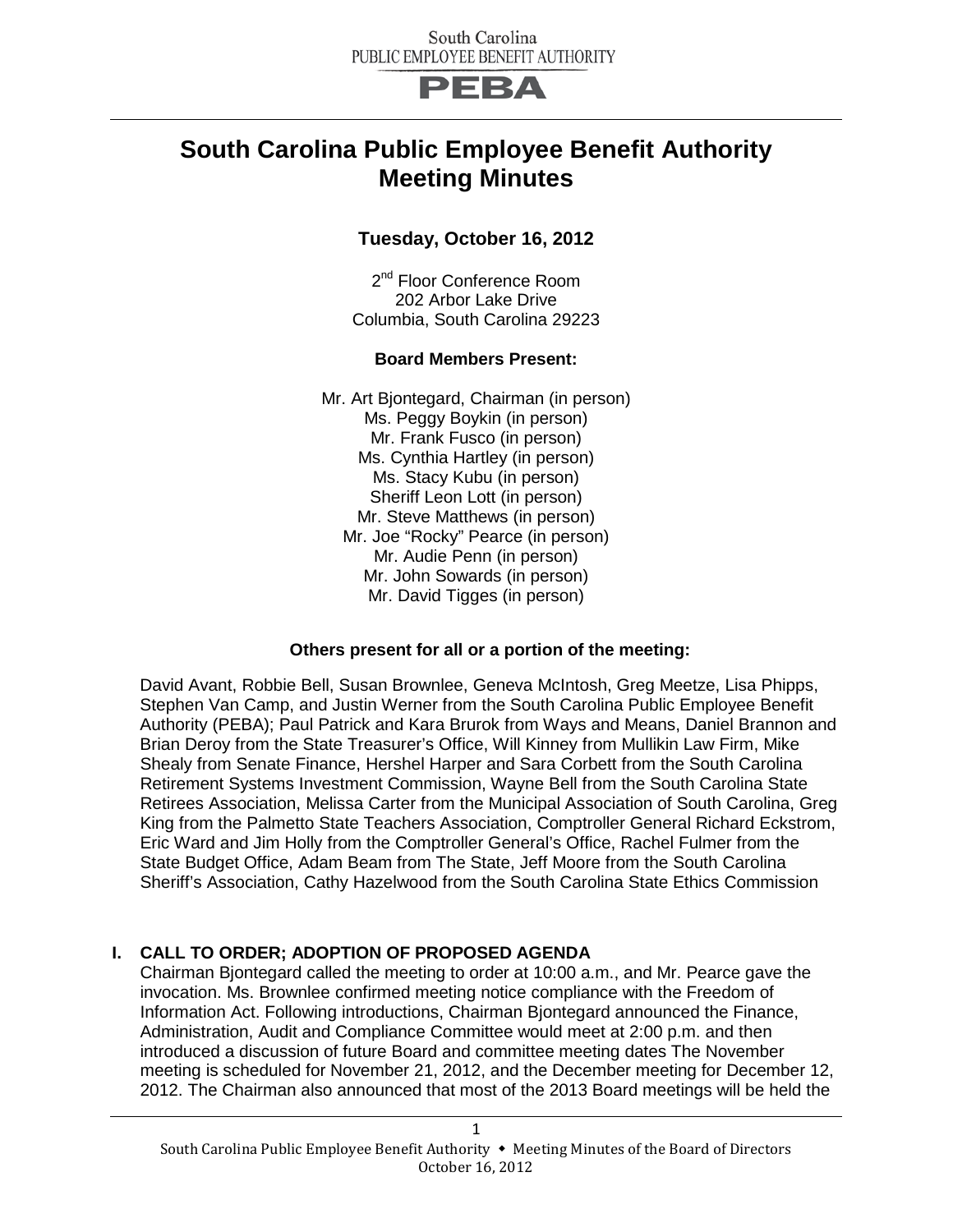South Carolina
PUBLIC EMPLOYEE BENEFIT AUTHORITY

PEBA

# South Carolina Public Employee Benefit Authority Meeting Minutes

**Tuesday, October 16, 2012**

2nd Floor Conference Room
202 Arbor Lake Drive
Columbia, South Carolina 29223

**Board Members Present:**

Mr. Art Bjontegard, Chairman (in person)
Ms. Peggy Boykin (in person)
Mr. Frank Fusco (in person)
Ms. Cynthia Hartley (in person)
Ms. Stacy Kubu (in person)
Sheriff Leon Lott (in person)
Mr. Steve Matthews (in person)
Mr. Joe "Rocky" Pearce (in person)
Mr. Audie Penn (in person)
Mr. John Sowards (in person)
Mr. David Tigges (in person)

**Others present for all or a portion of the meeting:**

David Avant, Robbie Bell, Susan Brownlee, Geneva McIntosh, Greg Meetze, Lisa Phipps, Stephen Van Camp, and Justin Werner from the South Carolina Public Employee Benefit Authority (PEBA); Paul Patrick and Kara Brurok from Ways and Means, Daniel Brannon and Brian Deroy from the State Treasurer's Office, Will Kinney from Mullikin Law Firm, Mike Shealy from Senate Finance, Hershel Harper and Sara Corbett from the South Carolina Retirement Systems Investment Commission, Wayne Bell from the South Carolina State Retirees Association, Melissa Carter from the Municipal Association of South Carolina, Greg King from the Palmetto State Teachers Association, Comptroller General Richard Eckstrom, Eric Ward and Jim Holly from the Comptroller General's Office, Rachel Fulmer from the State Budget Office, Adam Beam from The State, Jeff Moore from the South Carolina Sheriff's Association, Cathy Hazelwood from the South Carolina State Ethics Commission

## I. CALL TO ORDER; ADOPTION OF PROPOSED AGENDA

Chairman Bjontegard called the meeting to order at 10:00 a.m., and Mr. Pearce gave the invocation. Ms. Brownlee confirmed meeting notice compliance with the Freedom of Information Act. Following introductions, Chairman Bjontegard announced the Finance, Administration, Audit and Compliance Committee would meet at 2:00 p.m. and then introduced a discussion of future Board and committee meeting dates The November meeting is scheduled for November 21, 2012, and the December meeting for December 12, 2012. The Chairman also announced that most of the 2013 Board meetings will be held the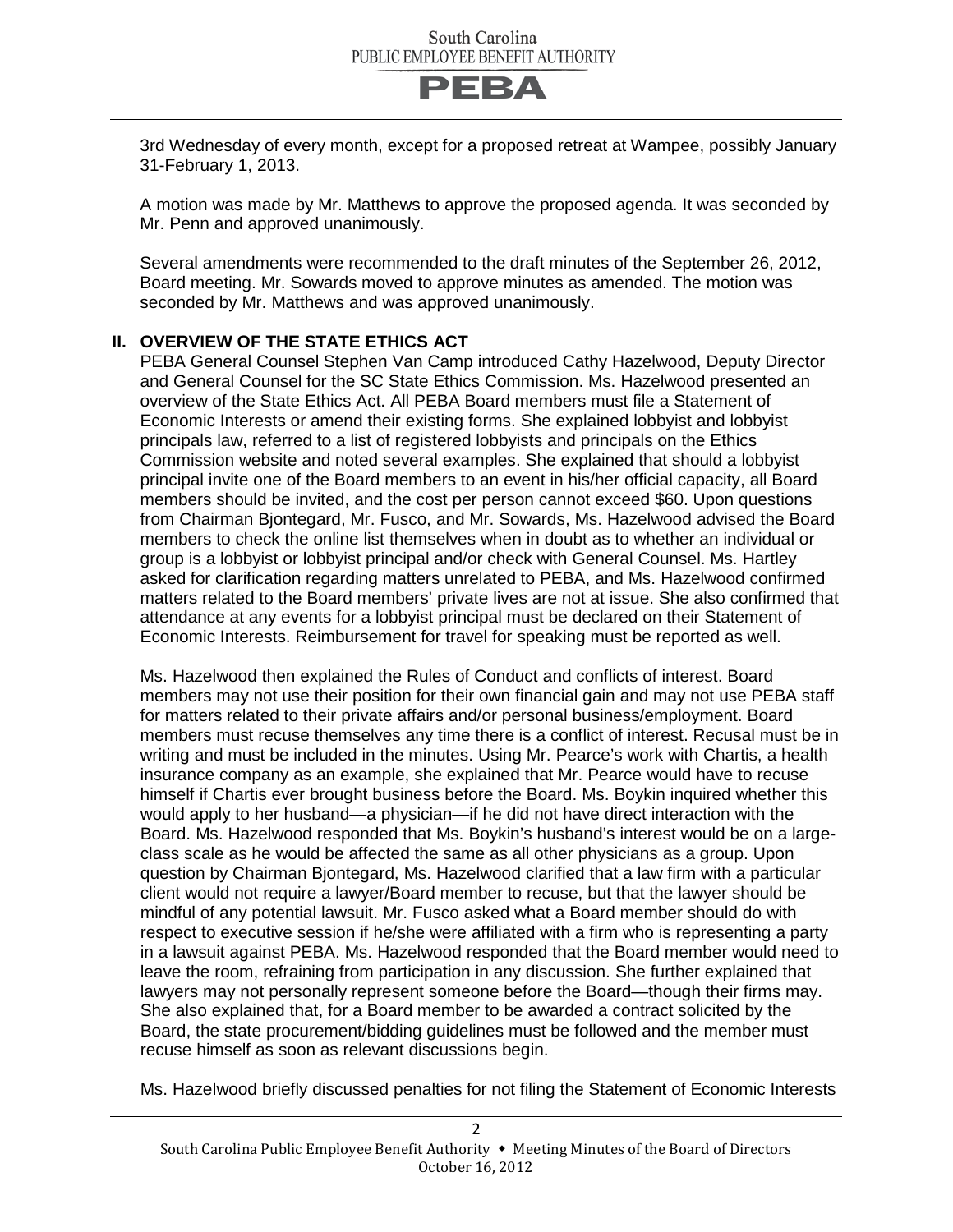3rd Wednesday of every month, except for a proposed retreat at Wampee, possibly January 31-February 1, 2013.

A motion was made by Mr. Matthews to approve the proposed agenda. It was seconded by Mr. Penn and approved unanimously.

Several amendments were recommended to the draft minutes of the September 26, 2012, Board meeting. Mr. Sowards moved to approve minutes as amended. The motion was seconded by Mr. Matthews and was approved unanimously.

## II. OVERVIEW OF THE STATE ETHICS ACT

PEBA General Counsel Stephen Van Camp introduced Cathy Hazelwood, Deputy Director and General Counsel for the SC State Ethics Commission. Ms. Hazelwood presented an overview of the State Ethics Act. All PEBA Board members must file a Statement of Economic Interests or amend their existing forms. She explained lobbyist and lobbyist principals law, referred to a list of registered lobbyists and principals on the Ethics Commission website and noted several examples. She explained that should a lobbyist principal invite one of the Board members to an event in his/her official capacity, all Board members should be invited, and the cost per person cannot exceed $60. Upon questions from Chairman Bjontegard, Mr. Fusco, and Mr. Sowards, Ms. Hazelwood advised the Board members to check the online list themselves when in doubt as to whether an individual or group is a lobbyist or lobbyist principal and/or check with General Counsel. Ms. Hartley asked for clarification regarding matters unrelated to PEBA, and Ms. Hazelwood confirmed matters related to the Board members' private lives are not at issue. She also confirmed that attendance at any events for a lobbyist principal must be declared on their Statement of Economic Interests. Reimbursement for travel for speaking must be reported as well.

Ms. Hazelwood then explained the Rules of Conduct and conflicts of interest. Board members may not use their position for their own financial gain and may not use PEBA staff for matters related to their private affairs and/or personal business/employment. Board members must recuse themselves any time there is a conflict of interest. Recusal must be in writing and must be included in the minutes. Using Mr. Pearce's work with Chartis, a health insurance company as an example, she explained that Mr. Pearce would have to recuse himself if Chartis ever brought business before the Board. Ms. Boykin inquired whether this would apply to her husband—a physician—if he did not have direct interaction with the Board. Ms. Hazelwood responded that Ms. Boykin's husband's interest would be on a large-class scale as he would be affected the same as all other physicians as a group. Upon question by Chairman Bjontegard, Ms. Hazelwood clarified that a law firm with a particular client would not require a lawyer/Board member to recuse, but that the lawyer should be mindful of any potential lawsuit. Mr. Fusco asked what a Board member should do with respect to executive session if he/she were affiliated with a firm who is representing a party in a lawsuit against PEBA. Ms. Hazelwood responded that the Board member would need to leave the room, refraining from participation in any discussion. She further explained that lawyers may not personally represent someone before the Board—though their firms may. She also explained that, for a Board member to be awarded a contract solicited by the Board, the state procurement/bidding guidelines must be followed and the member must recuse himself as soon as relevant discussions begin.

Ms. Hazelwood briefly discussed penalties for not filing the Statement of Economic Interests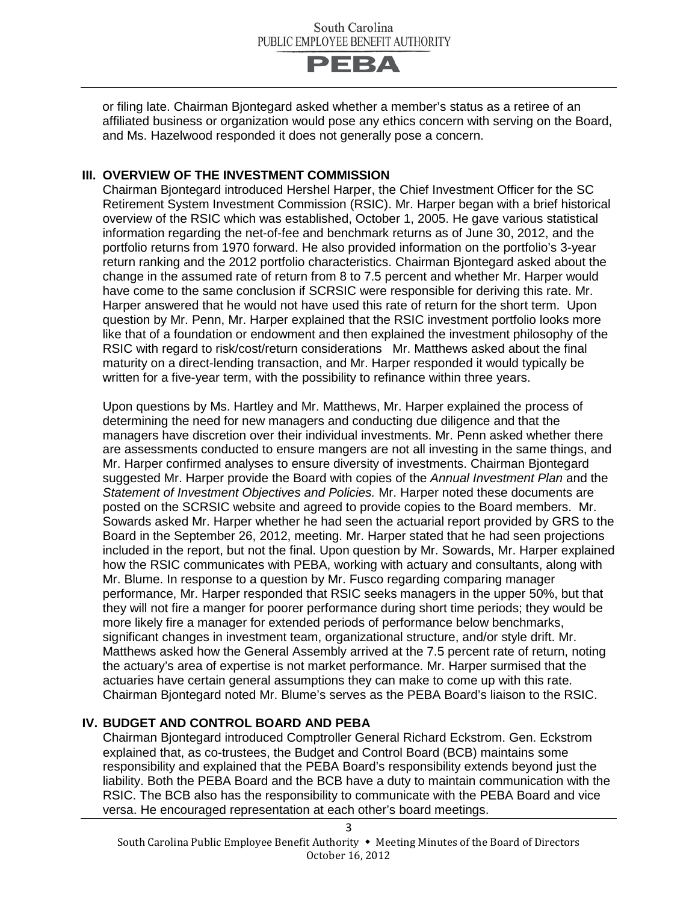or filing late. Chairman Bjontegard asked whether a member's status as a retiree of an affiliated business or organization would pose any ethics concern with serving on the Board, and Ms. Hazelwood responded it does not generally pose a concern.

## III. OVERVIEW OF THE INVESTMENT COMMISSION

Chairman Bjontegard introduced Hershel Harper, the Chief Investment Officer for the SC Retirement System Investment Commission (RSIC). Mr. Harper began with a brief historical overview of the RSIC which was established, October 1, 2005. He gave various statistical information regarding the net-of-fee and benchmark returns as of June 30, 2012, and the portfolio returns from 1970 forward. He also provided information on the portfolio's 3-year return ranking and the 2012 portfolio characteristics. Chairman Bjontegard asked about the change in the assumed rate of return from 8 to 7.5 percent and whether Mr. Harper would have come to the same conclusion if SCRSIC were responsible for deriving this rate. Mr. Harper answered that he would not have used this rate of return for the short term. Upon question by Mr. Penn, Mr. Harper explained that the RSIC investment portfolio looks more like that of a foundation or endowment and then explained the investment philosophy of the RSIC with regard to risk/cost/return considerations Mr. Matthews asked about the final maturity on a direct-lending transaction, and Mr. Harper responded it would typically be written for a five-year term, with the possibility to refinance within three years.

Upon questions by Ms. Hartley and Mr. Matthews, Mr. Harper explained the process of determining the need for new managers and conducting due diligence and that the managers have discretion over their individual investments. Mr. Penn asked whether there are assessments conducted to ensure mangers are not all investing in the same things, and Mr. Harper confirmed analyses to ensure diversity of investments. Chairman Bjontegard suggested Mr. Harper provide the Board with copies of the *Annual Investment Plan* and the *Statement of Investment Objectives and Policies.* Mr. Harper noted these documents are posted on the SCRSIC website and agreed to provide copies to the Board members. Mr. Sowards asked Mr. Harper whether he had seen the actuarial report provided by GRS to the Board in the September 26, 2012, meeting. Mr. Harper stated that he had seen projections included in the report, but not the final. Upon question by Mr. Sowards, Mr. Harper explained how the RSIC communicates with PEBA, working with actuary and consultants, along with Mr. Blume. In response to a question by Mr. Fusco regarding comparing manager performance, Mr. Harper responded that RSIC seeks managers in the upper 50%, but that they will not fire a manger for poorer performance during short time periods; they would be more likely fire a manager for extended periods of performance below benchmarks, significant changes in investment team, organizational structure, and/or style drift. Mr. Matthews asked how the General Assembly arrived at the 7.5 percent rate of return, noting the actuary's area of expertise is not market performance. Mr. Harper surmised that the actuaries have certain general assumptions they can make to come up with this rate. Chairman Bjontegard noted Mr. Blume's serves as the PEBA Board's liaison to the RSIC.

## IV. BUDGET AND CONTROL BOARD AND PEBA

Chairman Bjontegard introduced Comptroller General Richard Eckstrom. Gen. Eckstrom explained that, as co-trustees, the Budget and Control Board (BCB) maintains some responsibility and explained that the PEBA Board's responsibility extends beyond just the liability. Both the PEBA Board and the BCB have a duty to maintain communication with the RSIC. The BCB also has the responsibility to communicate with the PEBA Board and vice versa. He encouraged representation at each other's board meetings.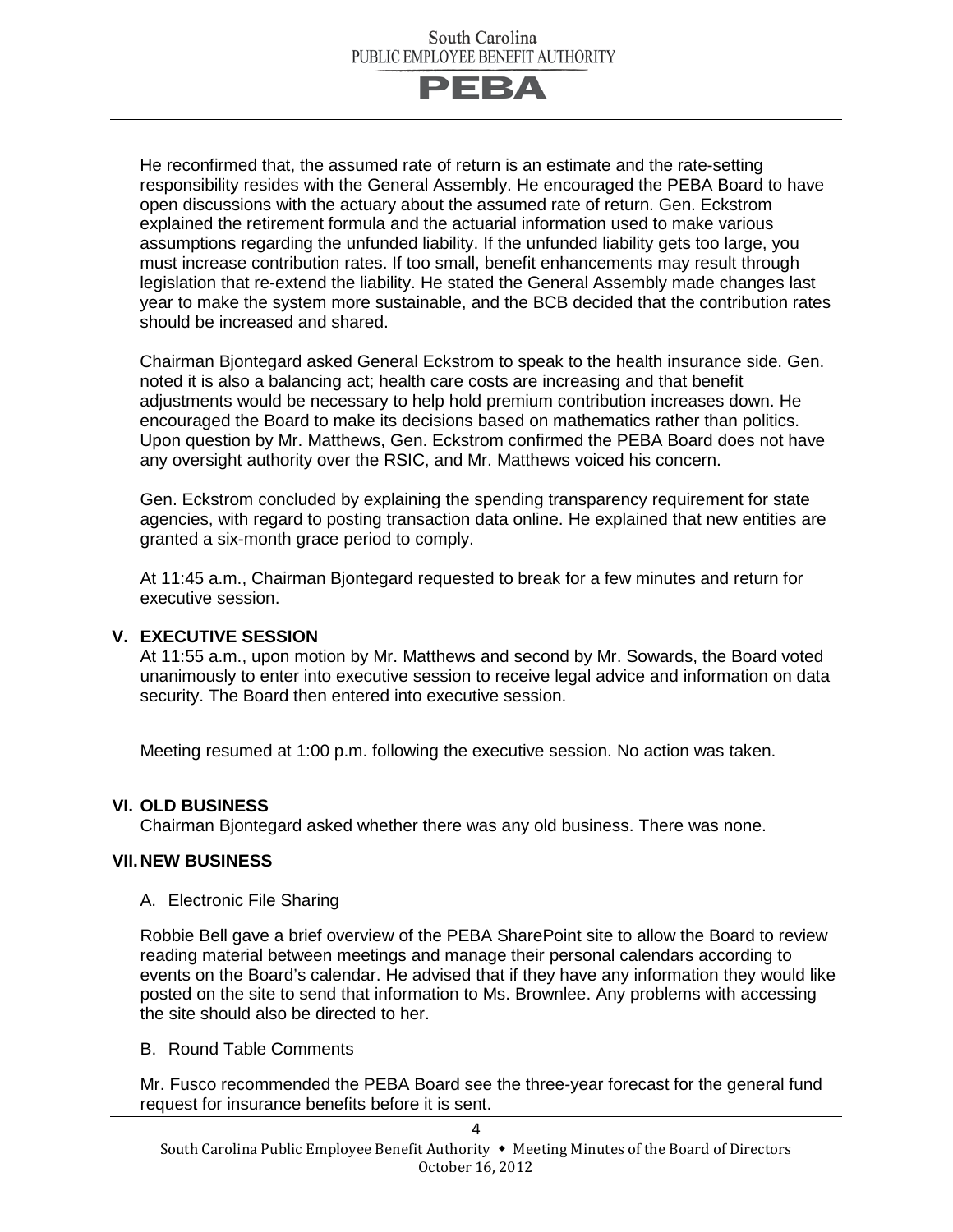He reconfirmed that, the assumed rate of return is an estimate and the rate-setting responsibility resides with the General Assembly. He encouraged the PEBA Board to have open discussions with the actuary about the assumed rate of return. Gen. Eckstrom explained the retirement formula and the actuarial information used to make various assumptions regarding the unfunded liability. If the unfunded liability gets too large, you must increase contribution rates. If too small, benefit enhancements may result through legislation that re-extend the liability. He stated the General Assembly made changes last year to make the system more sustainable, and the BCB decided that the contribution rates should be increased and shared.

Chairman Bjontegard asked General Eckstrom to speak to the health insurance side. Gen. noted it is also a balancing act; health care costs are increasing and that benefit adjustments would be necessary to help hold premium contribution increases down. He encouraged the Board to make its decisions based on mathematics rather than politics. Upon question by Mr. Matthews, Gen. Eckstrom confirmed the PEBA Board does not have any oversight authority over the RSIC, and Mr. Matthews voiced his concern.

Gen. Eckstrom concluded by explaining the spending transparency requirement for state agencies, with regard to posting transaction data online. He explained that new entities are granted a six-month grace period to comply.

At 11:45 a.m., Chairman Bjontegard requested to break for a few minutes and return for executive session.

## V. EXECUTIVE SESSION

At 11:55 a.m., upon motion by Mr. Matthews and second by Mr. Sowards, the Board voted unanimously to enter into executive session to receive legal advice and information on data security. The Board then entered into executive session.

Meeting resumed at 1:00 p.m. following the executive session. No action was taken.

## VI. OLD BUSINESS

Chairman Bjontegard asked whether there was any old business. There was none.

## VII. NEW BUSINESS

A. Electronic File Sharing

Robbie Bell gave a brief overview of the PEBA SharePoint site to allow the Board to review reading material between meetings and manage their personal calendars according to events on the Board's calendar. He advised that if they have any information they would like posted on the site to send that information to Ms. Brownlee. Any problems with accessing the site should also be directed to her.

B. Round Table Comments

Mr. Fusco recommended the PEBA Board see the three-year forecast for the general fund request for insurance benefits before it is sent.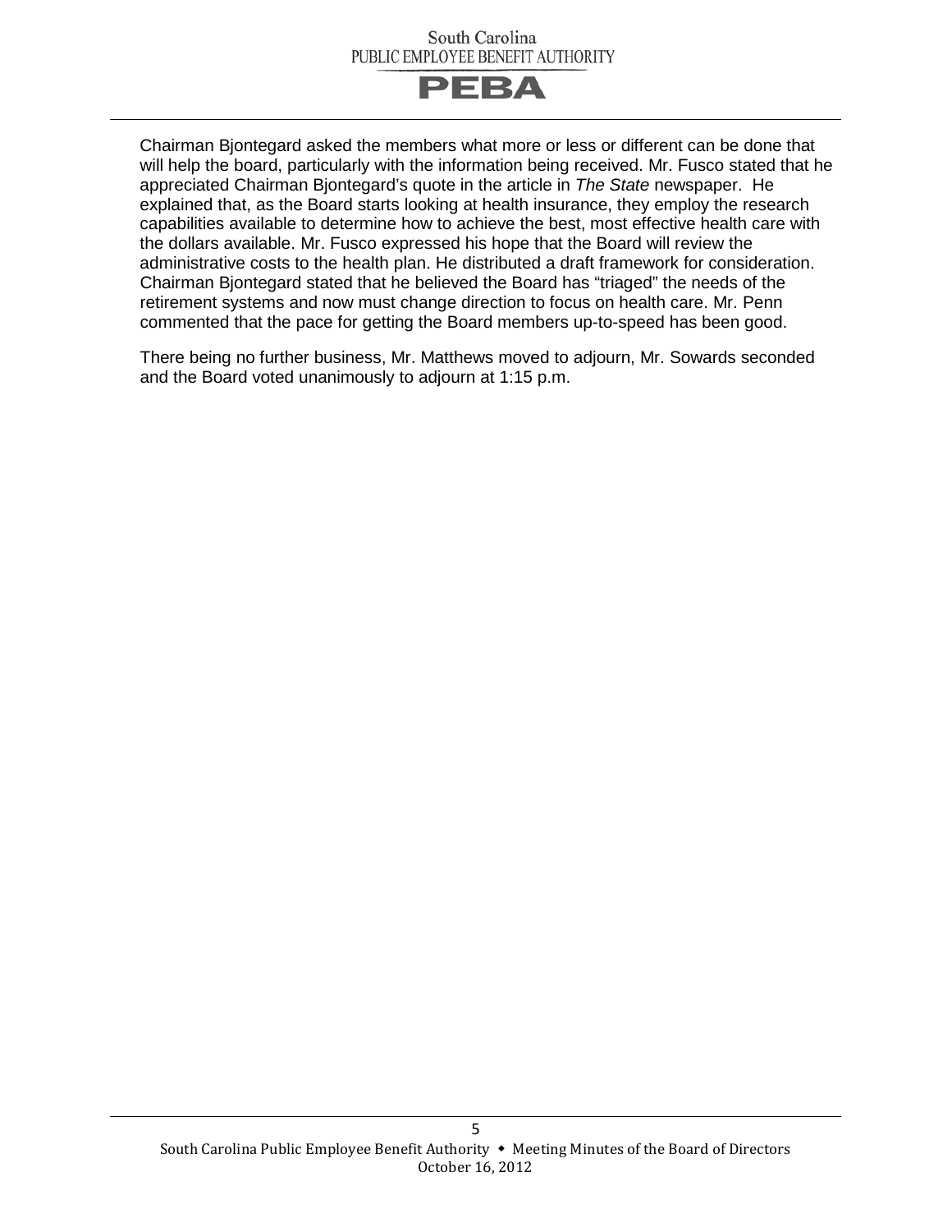Chairman Bjontegard asked the members what more or less or different can be done that will help the board, particularly with the information being received. Mr. Fusco stated that he appreciated Chairman Bjontegard's quote in the article in *The State* newspaper. He explained that, as the Board starts looking at health insurance, they employ the research capabilities available to determine how to achieve the best, most effective health care with the dollars available. Mr. Fusco expressed his hope that the Board will review the administrative costs to the health plan. He distributed a draft framework for consideration. Chairman Bjontegard stated that he believed the Board has "triaged" the needs of the retirement systems and now must change direction to focus on health care. Mr. Penn commented that the pace for getting the Board members up-to-speed has been good.

There being no further business, Mr. Matthews moved to adjourn, Mr. Sowards seconded and the Board voted unanimously to adjourn at 1:15 p.m.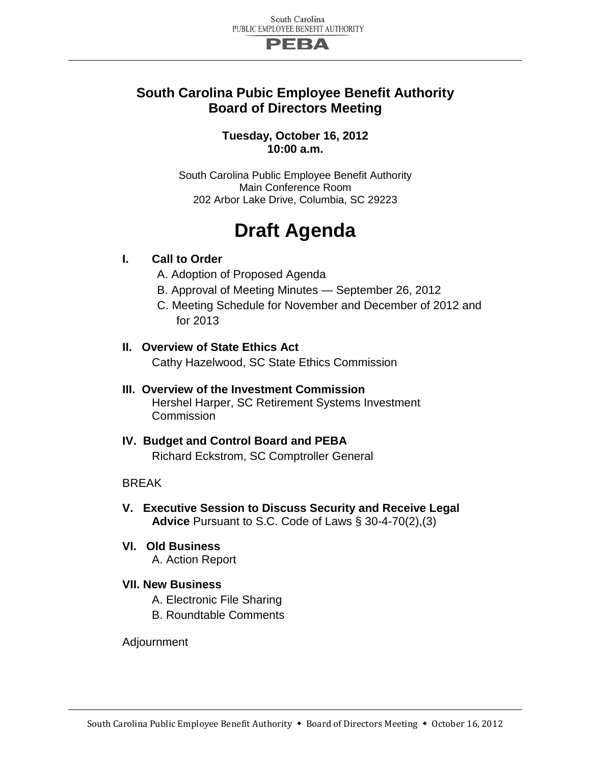South Carolina
PUBLIC EMPLOYEE BENEFIT AUTHORITY
PEBA

## South Carolina Pubic Employee Benefit Authority
## Board of Directors Meeting

**Tuesday, October 16, 2012**
**10:00 a.m.**

South Carolina Public Employee Benefit Authority
Main Conference Room
202 Arbor Lake Drive, Columbia, SC 29223

# Draft Agenda

**I. Call to Order**

A. Adoption of Proposed Agenda

B. Approval of Meeting Minutes — September 26, 2012

C. Meeting Schedule for November and December of 2012 and for 2013

**II. Overview of State Ethics Act**

Cathy Hazelwood, SC State Ethics Commission

**III. Overview of the Investment Commission**

Hershel Harper, SC Retirement Systems Investment Commission

**IV. Budget and Control Board and PEBA**

Richard Eckstrom, SC Comptroller General

BREAK

**V. Executive Session to Discuss Security and Receive Legal Advice** Pursuant to S.C. Code of Laws § 30-4-70(2),(3)

**VI. Old Business**

A. Action Report

**VII. New Business**

A. Electronic File Sharing

B. Roundtable Comments

Adjournment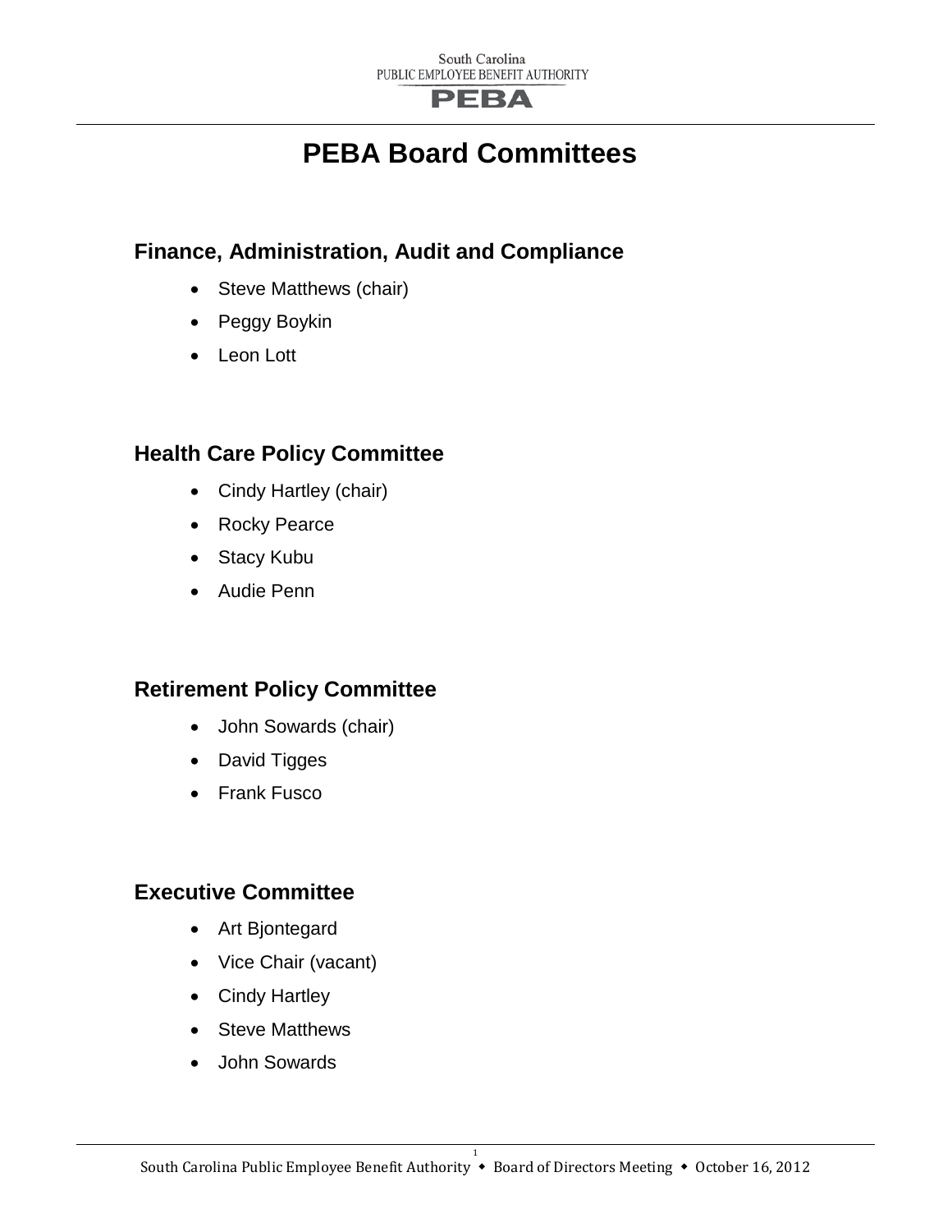# PEBA Board Committees

## Finance, Administration, Audit and Compliance

- Steve Matthews (chair)
- Peggy Boykin
- Leon Lott

## Health Care Policy Committee

- Cindy Hartley (chair)
- Rocky Pearce
- Stacy Kubu
- Audie Penn

## Retirement Policy Committee

- John Sowards (chair)
- David Tigges
- Frank Fusco

## Executive Committee

- Art Bjontegard
- Vice Chair (vacant)
- Cindy Hartley
- Steve Matthews
- John Sowards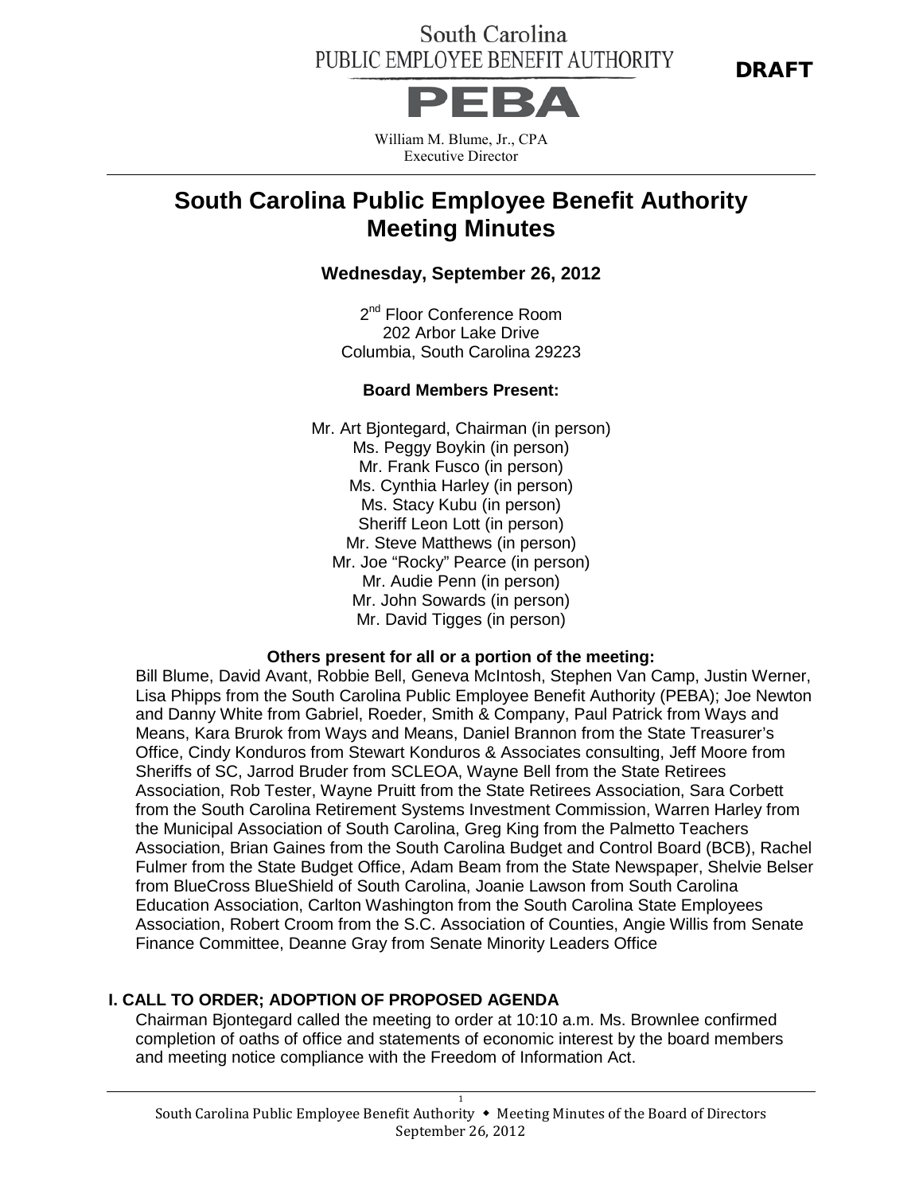South Carolina
PUBLIC EMPLOYEE BENEFIT AUTHORITY

**DRAFT**

PEBA

William M. Blume, Jr., CPA
Executive Director

# South Carolina Public Employee Benefit Authority Meeting Minutes

### Wednesday, September 26, 2012

2nd Floor Conference Room
202 Arbor Lake Drive
Columbia, South Carolina 29223

**Board Members Present:**

Mr. Art Bjontegard, Chairman (in person)
Ms. Peggy Boykin (in person)
Mr. Frank Fusco (in person)
Ms. Cynthia Harley (in person)
Ms. Stacy Kubu (in person)
Sheriff Leon Lott (in person)
Mr. Steve Matthews (in person)
Mr. Joe "Rocky" Pearce (in person)
Mr. Audie Penn (in person)
Mr. John Sowards (in person)
Mr. David Tigges (in person)

**Others present for all or a portion of the meeting:**

Bill Blume, David Avant, Robbie Bell, Geneva McIntosh, Stephen Van Camp, Justin Werner, Lisa Phipps from the South Carolina Public Employee Benefit Authority (PEBA); Joe Newton and Danny White from Gabriel, Roeder, Smith & Company, Paul Patrick from Ways and Means, Kara Brurok from Ways and Means, Daniel Brannon from the State Treasurer's Office, Cindy Konduros from Stewart Konduros & Associates consulting, Jeff Moore from Sheriffs of SC, Jarrod Bruder from SCLEOA, Wayne Bell from the State Retirees Association, Rob Tester, Wayne Pruitt from the State Retirees Association, Sara Corbett from the South Carolina Retirement Systems Investment Commission, Warren Harley from the Municipal Association of South Carolina, Greg King from the Palmetto Teachers Association, Brian Gaines from the South Carolina Budget and Control Board (BCB), Rachel Fulmer from the State Budget Office, Adam Beam from the State Newspaper, Shelvie Belser from BlueCross BlueShield of South Carolina, Joanie Lawson from South Carolina Education Association, Carlton Washington from the South Carolina State Employees Association, Robert Croom from the S.C. Association of Counties, Angie Willis from Senate Finance Committee, Deanne Gray from Senate Minority Leaders Office

## I. CALL TO ORDER; ADOPTION OF PROPOSED AGENDA

Chairman Bjontegard called the meeting to order at 10:10 a.m. Ms. Brownlee confirmed completion of oaths of office and statements of economic interest by the board members and meeting notice compliance with the Freedom of Information Act.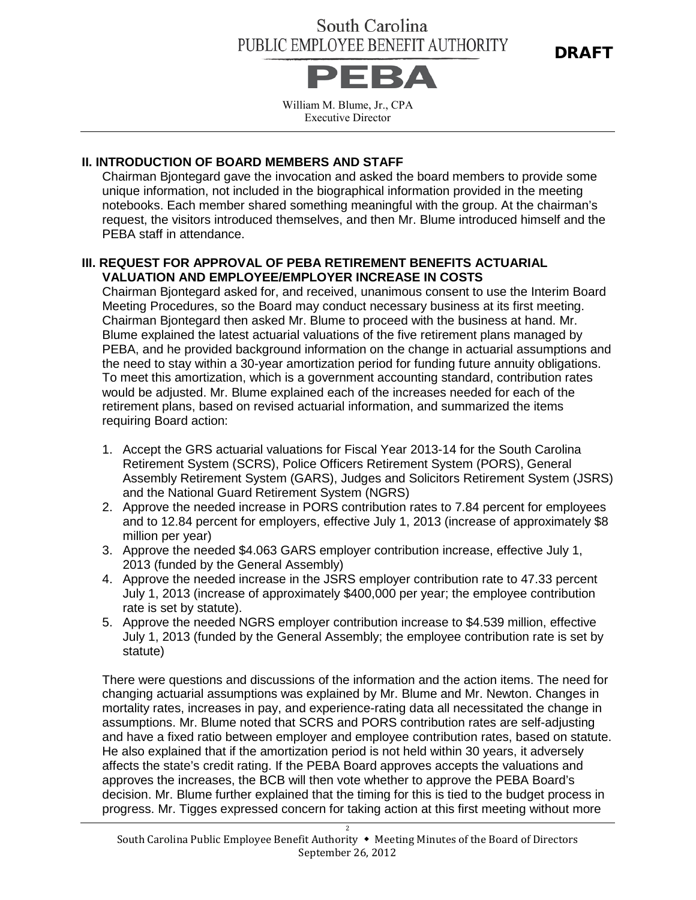## II. INTRODUCTION OF BOARD MEMBERS AND STAFF

Chairman Bjontegard gave the invocation and asked the board members to provide some unique information, not included in the biographical information provided in the meeting notebooks. Each member shared something meaningful with the group. At the chairman's request, the visitors introduced themselves, and then Mr. Blume introduced himself and the PEBA staff in attendance.

## III. REQUEST FOR APPROVAL OF PEBA RETIREMENT BENEFITS ACTUARIAL VALUATION AND EMPLOYEE/EMPLOYER INCREASE IN COSTS

Chairman Bjontegard asked for, and received, unanimous consent to use the Interim Board Meeting Procedures, so the Board may conduct necessary business at its first meeting. Chairman Bjontegard then asked Mr. Blume to proceed with the business at hand. Mr. Blume explained the latest actuarial valuations of the five retirement plans managed by PEBA, and he provided background information on the change in actuarial assumptions and the need to stay within a 30-year amortization period for funding future annuity obligations. To meet this amortization, which is a government accounting standard, contribution rates would be adjusted. Mr. Blume explained each of the increases needed for each of the retirement plans, based on revised actuarial information, and summarized the items requiring Board action:

1. Accept the GRS actuarial valuations for Fiscal Year 2013-14 for the South Carolina Retirement System (SCRS), Police Officers Retirement System (PORS), General Assembly Retirement System (GARS), Judges and Solicitors Retirement System (JSRS) and the National Guard Retirement System (NGRS)
2. Approve the needed increase in PORS contribution rates to 7.84 percent for employees and to 12.84 percent for employers, effective July 1, 2013 (increase of approximately $8 million per year)
3. Approve the needed $4.063 GARS employer contribution increase, effective July 1, 2013 (funded by the General Assembly)
4. Approve the needed increase in the JSRS employer contribution rate to 47.33 percent July 1, 2013 (increase of approximately $400,000 per year; the employee contribution rate is set by statute).
5. Approve the needed NGRS employer contribution increase to $4.539 million, effective July 1, 2013 (funded by the General Assembly; the employee contribution rate is set by statute)

There were questions and discussions of the information and the action items. The need for changing actuarial assumptions was explained by Mr. Blume and Mr. Newton. Changes in mortality rates, increases in pay, and experience-rating data all necessitated the change in assumptions. Mr. Blume noted that SCRS and PORS contribution rates are self-adjusting and have a fixed ratio between employer and employee contribution rates, based on statute. He also explained that if the amortization period is not held within 30 years, it adversely affects the state's credit rating. If the PEBA Board approves accepts the valuations and approves the increases, the BCB will then vote whether to approve the PEBA Board's decision. Mr. Blume further explained that the timing for this is tied to the budget process in progress. Mr. Tigges expressed concern for taking action at this first meeting without more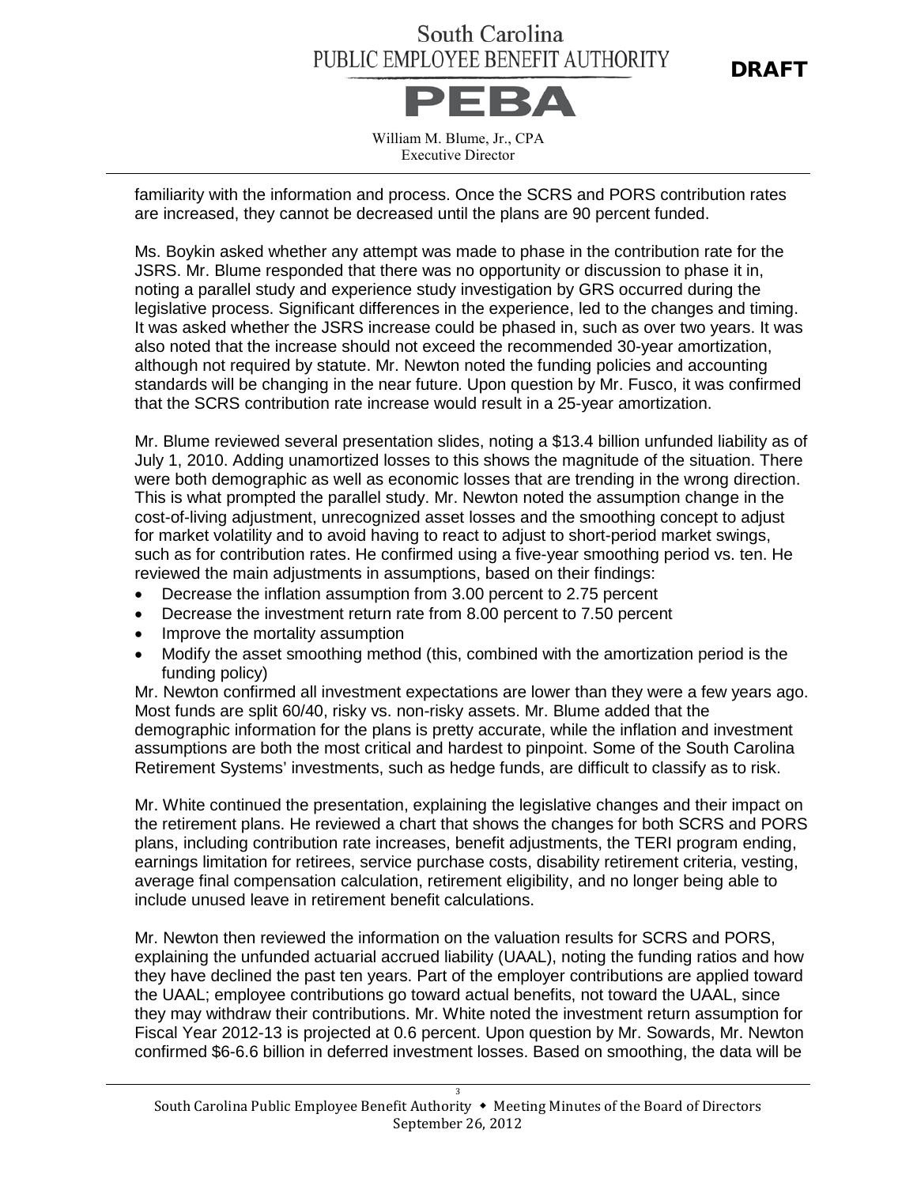familiarity with the information and process. Once the SCRS and PORS contribution rates are increased, they cannot be decreased until the plans are 90 percent funded.

Ms. Boykin asked whether any attempt was made to phase in the contribution rate for the JSRS. Mr. Blume responded that there was no opportunity or discussion to phase it in, noting a parallel study and experience study investigation by GRS occurred during the legislative process. Significant differences in the experience, led to the changes and timing. It was asked whether the JSRS increase could be phased in, such as over two years. It was also noted that the increase should not exceed the recommended 30-year amortization, although not required by statute. Mr. Newton noted the funding policies and accounting standards will be changing in the near future. Upon question by Mr. Fusco, it was confirmed that the SCRS contribution rate increase would result in a 25-year amortization.

Mr. Blume reviewed several presentation slides, noting a $13.4 billion unfunded liability as of July 1, 2010. Adding unamortized losses to this shows the magnitude of the situation. There were both demographic as well as economic losses that are trending in the wrong direction. This is what prompted the parallel study. Mr. Newton noted the assumption change in the cost-of-living adjustment, unrecognized asset losses and the smoothing concept to adjust for market volatility and to avoid having to react to adjust to short-period market swings, such as for contribution rates. He confirmed using a five-year smoothing period vs. ten. He reviewed the main adjustments in assumptions, based on their findings:

- Decrease the inflation assumption from 3.00 percent to 2.75 percent
- Decrease the investment return rate from 8.00 percent to 7.50 percent
- Improve the mortality assumption
- Modify the asset smoothing method (this, combined with the amortization period is the funding policy)

Mr. Newton confirmed all investment expectations are lower than they were a few years ago. Most funds are split 60/40, risky vs. non-risky assets. Mr. Blume added that the demographic information for the plans is pretty accurate, while the inflation and investment assumptions are both the most critical and hardest to pinpoint. Some of the South Carolina Retirement Systems' investments, such as hedge funds, are difficult to classify as to risk.

Mr. White continued the presentation, explaining the legislative changes and their impact on the retirement plans. He reviewed a chart that shows the changes for both SCRS and PORS plans, including contribution rate increases, benefit adjustments, the TERI program ending, earnings limitation for retirees, service purchase costs, disability retirement criteria, vesting, average final compensation calculation, retirement eligibility, and no longer being able to include unused leave in retirement benefit calculations.

Mr. Newton then reviewed the information on the valuation results for SCRS and PORS, explaining the unfunded actuarial accrued liability (UAAL), noting the funding ratios and how they have declined the past ten years. Part of the employer contributions are applied toward the UAAL; employee contributions go toward actual benefits, not toward the UAAL, since they may withdraw their contributions. Mr. White noted the investment return assumption for Fiscal Year 2012-13 is projected at 0.6 percent. Upon question by Mr. Sowards, Mr. Newton confirmed $6-6.6 billion in deferred investment losses. Based on smoothing, the data will be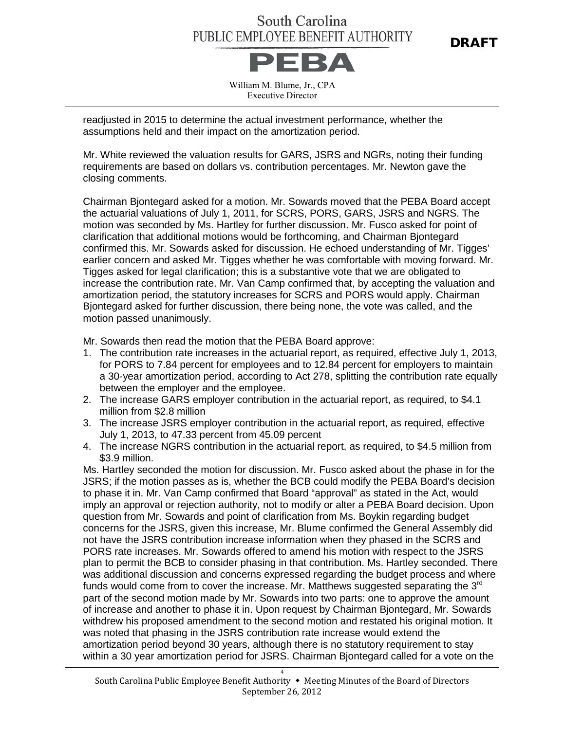readjusted in 2015 to determine the actual investment performance, whether the assumptions held and their impact on the amortization period.

Mr. White reviewed the valuation results for GARS, JSRS and NGRs, noting their funding requirements are based on dollars vs. contribution percentages. Mr. Newton gave the closing comments.

Chairman Bjontegard asked for a motion. Mr. Sowards moved that the PEBA Board accept the actuarial valuations of July 1, 2011, for SCRS, PORS, GARS, JSRS and NGRS. The motion was seconded by Ms. Hartley for further discussion. Mr. Fusco asked for point of clarification that additional motions would be forthcoming, and Chairman Bjontegard confirmed this. Mr. Sowards asked for discussion. He echoed understanding of Mr. Tigges' earlier concern and asked Mr. Tigges whether he was comfortable with moving forward. Mr. Tigges asked for legal clarification; this is a substantive vote that we are obligated to increase the contribution rate. Mr. Van Camp confirmed that, by accepting the valuation and amortization period, the statutory increases for SCRS and PORS would apply. Chairman Bjontegard asked for further discussion, there being none, the vote was called, and the motion passed unanimously.

Mr. Sowards then read the motion that the PEBA Board approve:

1. The contribution rate increases in the actuarial report, as required, effective July 1, 2013, for PORS to 7.84 percent for employees and to 12.84 percent for employers to maintain a 30-year amortization period, according to Act 278, splitting the contribution rate equally between the employer and the employee.
2. The increase GARS employer contribution in the actuarial report, as required, to $4.1 million from $2.8 million
3. The increase JSRS employer contribution in the actuarial report, as required, effective July 1, 2013, to 47.33 percent from 45.09 percent
4. The increase NGRS contribution in the actuarial report, as required, to $4.5 million from $3.9 million.

Ms. Hartley seconded the motion for discussion. Mr. Fusco asked about the phase in for the JSRS; if the motion passes as is, whether the BCB could modify the PEBA Board's decision to phase it in. Mr. Van Camp confirmed that Board "approval" as stated in the Act, would imply an approval or rejection authority, not to modify or alter a PEBA Board decision. Upon question from Mr. Sowards and point of clarification from Ms. Boykin regarding budget concerns for the JSRS, given this increase, Mr. Blume confirmed the General Assembly did not have the JSRS contribution increase information when they phased in the SCRS and PORS rate increases. Mr. Sowards offered to amend his motion with respect to the JSRS plan to permit the BCB to consider phasing in that contribution. Ms. Hartley seconded. There was additional discussion and concerns expressed regarding the budget process and where funds would come from to cover the increase. Mr. Matthews suggested separating the 3rd part of the second motion made by Mr. Sowards into two parts: one to approve the amount of increase and another to phase it in. Upon request by Chairman Bjontegard, Mr. Sowards withdrew his proposed amendment to the second motion and restated his original motion. It was noted that phasing in the JSRS contribution rate increase would extend the amortization period beyond 30 years, although there is no statutory requirement to stay within a 30 year amortization period for JSRS. Chairman Bjontegard called for a vote on the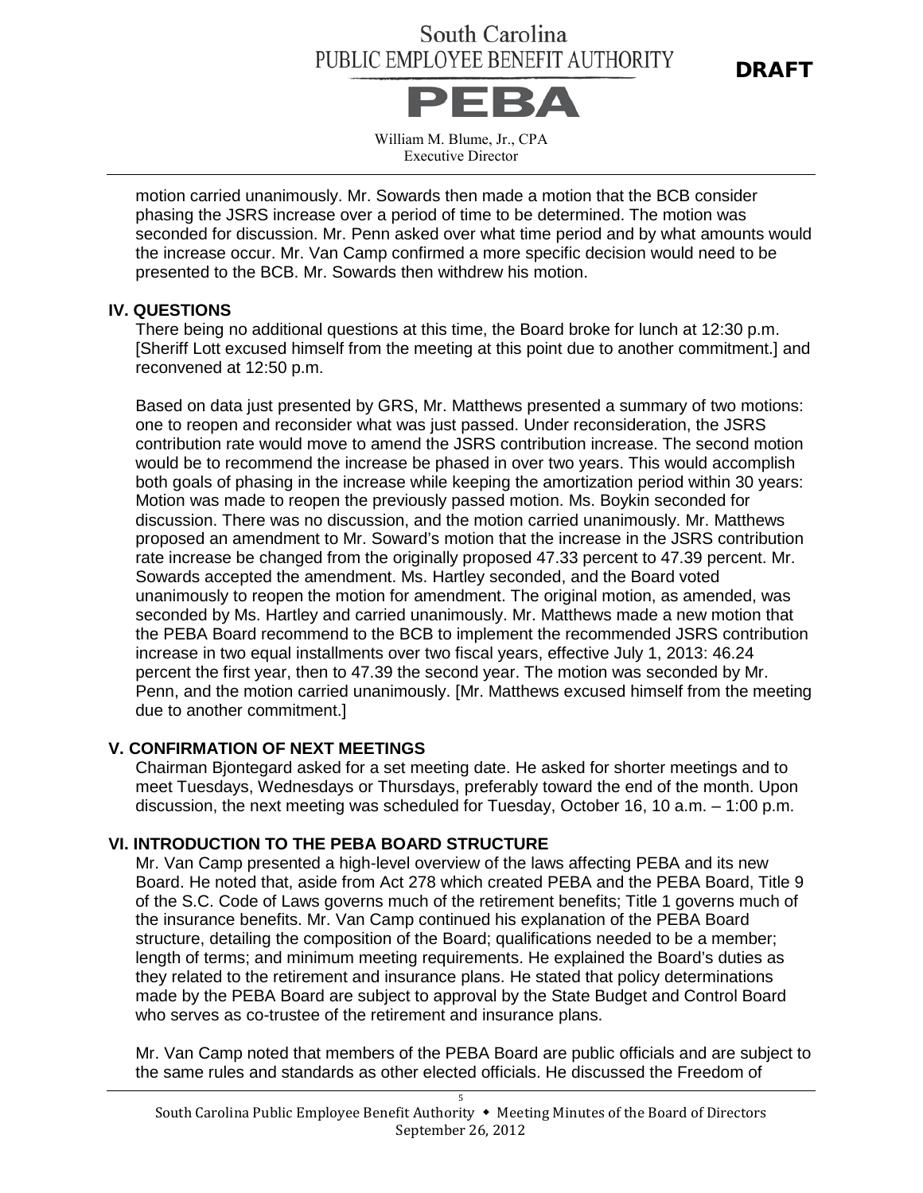motion carried unanimously. Mr. Sowards then made a motion that the BCB consider phasing the JSRS increase over a period of time to be determined. The motion was seconded for discussion. Mr. Penn asked over what time period and by what amounts would the increase occur. Mr. Van Camp confirmed a more specific decision would need to be presented to the BCB. Mr. Sowards then withdrew his motion.

## IV. QUESTIONS

There being no additional questions at this time, the Board broke for lunch at 12:30 p.m. [Sheriff Lott excused himself from the meeting at this point due to another commitment.] and reconvened at 12:50 p.m.

Based on data just presented by GRS, Mr. Matthews presented a summary of two motions: one to reopen and reconsider what was just passed. Under reconsideration, the JSRS contribution rate would move to amend the JSRS contribution increase. The second motion would be to recommend the increase be phased in over two years. This would accomplish both goals of phasing in the increase while keeping the amortization period within 30 years: Motion was made to reopen the previously passed motion. Ms. Boykin seconded for discussion. There was no discussion, and the motion carried unanimously. Mr. Matthews proposed an amendment to Mr. Soward's motion that the increase in the JSRS contribution rate increase be changed from the originally proposed 47.33 percent to 47.39 percent. Mr. Sowards accepted the amendment. Ms. Hartley seconded, and the Board voted unanimously to reopen the motion for amendment. The original motion, as amended, was seconded by Ms. Hartley and carried unanimously. Mr. Matthews made a new motion that the PEBA Board recommend to the BCB to implement the recommended JSRS contribution increase in two equal installments over two fiscal years, effective July 1, 2013: 46.24 percent the first year, then to 47.39 the second year. The motion was seconded by Mr. Penn, and the motion carried unanimously. [Mr. Matthews excused himself from the meeting due to another commitment.]

## V. CONFIRMATION OF NEXT MEETINGS

Chairman Bjontegard asked for a set meeting date. He asked for shorter meetings and to meet Tuesdays, Wednesdays or Thursdays, preferably toward the end of the month. Upon discussion, the next meeting was scheduled for Tuesday, October 16, 10 a.m. – 1:00 p.m.

## VI. INTRODUCTION TO THE PEBA BOARD STRUCTURE

Mr. Van Camp presented a high-level overview of the laws affecting PEBA and its new Board. He noted that, aside from Act 278 which created PEBA and the PEBA Board, Title 9 of the S.C. Code of Laws governs much of the retirement benefits; Title 1 governs much of the insurance benefits. Mr. Van Camp continued his explanation of the PEBA Board structure, detailing the composition of the Board; qualifications needed to be a member; length of terms; and minimum meeting requirements. He explained the Board's duties as they related to the retirement and insurance plans. He stated that policy determinations made by the PEBA Board are subject to approval by the State Budget and Control Board who serves as co-trustee of the retirement and insurance plans.

Mr. Van Camp noted that members of the PEBA Board are public officials and are subject to the same rules and standards as other elected officials. He discussed the Freedom of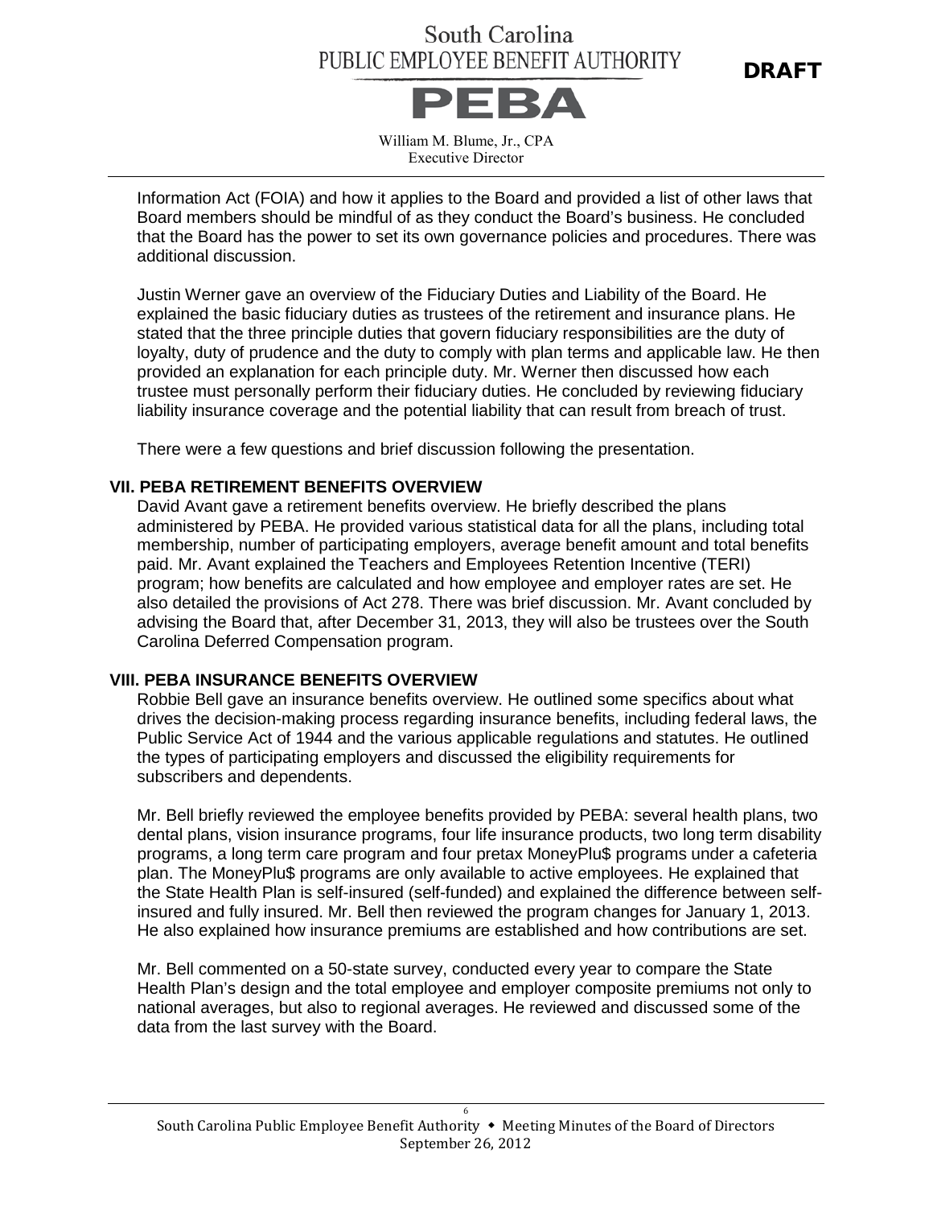Information Act (FOIA) and how it applies to the Board and provided a list of other laws that Board members should be mindful of as they conduct the Board's business. He concluded that the Board has the power to set its own governance policies and procedures. There was additional discussion.

Justin Werner gave an overview of the Fiduciary Duties and Liability of the Board. He explained the basic fiduciary duties as trustees of the retirement and insurance plans. He stated that the three principle duties that govern fiduciary responsibilities are the duty of loyalty, duty of prudence and the duty to comply with plan terms and applicable law. He then provided an explanation for each principle duty. Mr. Werner then discussed how each trustee must personally perform their fiduciary duties. He concluded by reviewing fiduciary liability insurance coverage and the potential liability that can result from breach of trust.

There were a few questions and brief discussion following the presentation.

## VII. PEBA RETIREMENT BENEFITS OVERVIEW

David Avant gave a retirement benefits overview. He briefly described the plans administered by PEBA. He provided various statistical data for all the plans, including total membership, number of participating employers, average benefit amount and total benefits paid. Mr. Avant explained the Teachers and Employees Retention Incentive (TERI) program; how benefits are calculated and how employee and employer rates are set. He also detailed the provisions of Act 278. There was brief discussion. Mr. Avant concluded by advising the Board that, after December 31, 2013, they will also be trustees over the South Carolina Deferred Compensation program.

## VIII. PEBA INSURANCE BENEFITS OVERVIEW

Robbie Bell gave an insurance benefits overview. He outlined some specifics about what drives the decision-making process regarding insurance benefits, including federal laws, the Public Service Act of 1944 and the various applicable regulations and statutes. He outlined the types of participating employers and discussed the eligibility requirements for subscribers and dependents.

Mr. Bell briefly reviewed the employee benefits provided by PEBA: several health plans, two dental plans, vision insurance programs, four life insurance products, two long term disability programs, a long term care program and four pretax MoneyPlu$ programs under a cafeteria plan. The MoneyPlu$ programs are only available to active employees. He explained that the State Health Plan is self-insured (self-funded) and explained the difference between self-insured and fully insured. Mr. Bell then reviewed the program changes for January 1, 2013. He also explained how insurance premiums are established and how contributions are set.

Mr. Bell commented on a 50-state survey, conducted every year to compare the State Health Plan's design and the total employee and employer composite premiums not only to national averages, but also to regional averages. He reviewed and discussed some of the data from the last survey with the Board.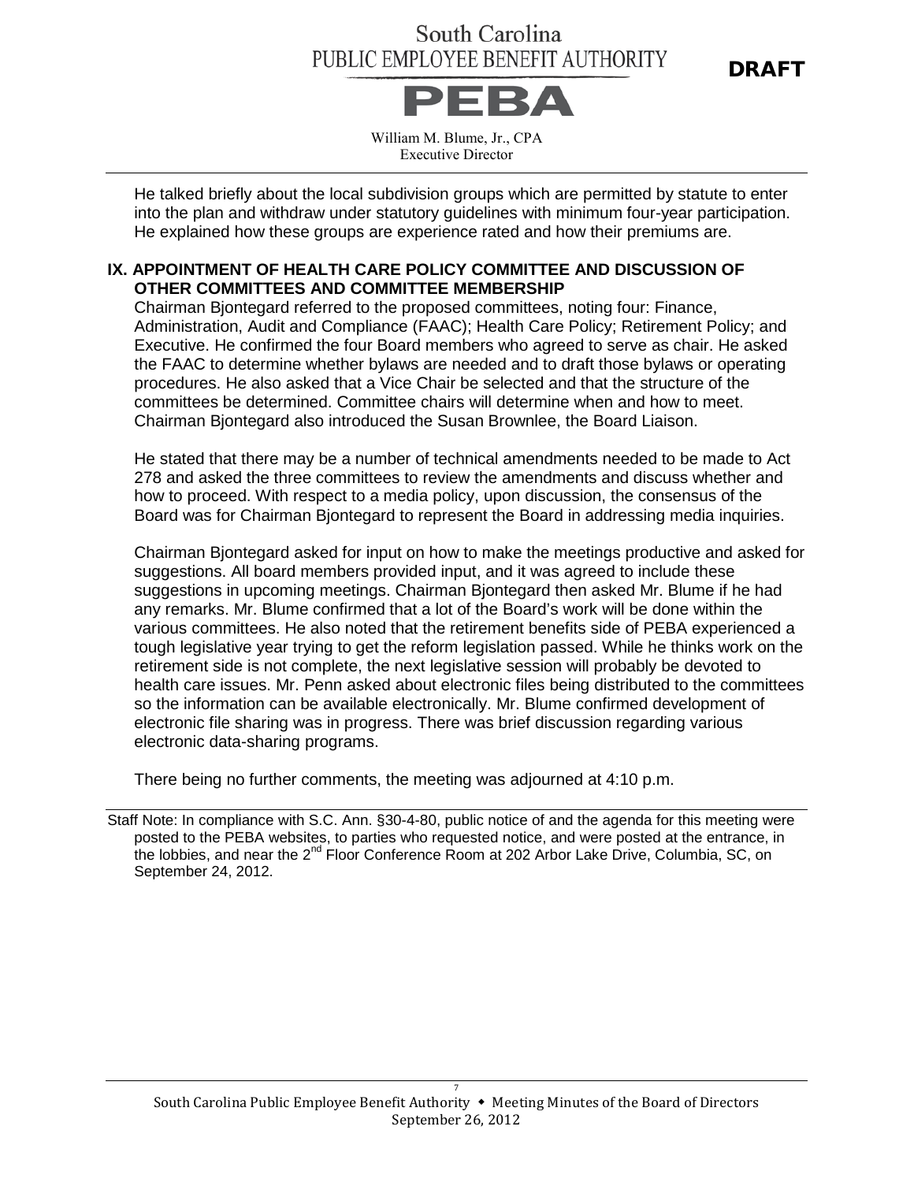He talked briefly about the local subdivision groups which are permitted by statute to enter into the plan and withdraw under statutory guidelines with minimum four-year participation. He explained how these groups are experience rated and how their premiums are.

**IX. APPOINTMENT OF HEALTH CARE POLICY COMMITTEE AND DISCUSSION OF OTHER COMMITTEES AND COMMITTEE MEMBERSHIP**

Chairman Bjontegard referred to the proposed committees, noting four: Finance, Administration, Audit and Compliance (FAAC); Health Care Policy; Retirement Policy; and Executive. He confirmed the four Board members who agreed to serve as chair. He asked the FAAC to determine whether bylaws are needed and to draft those bylaws or operating procedures. He also asked that a Vice Chair be selected and that the structure of the committees be determined. Committee chairs will determine when and how to meet. Chairman Bjontegard also introduced the Susan Brownlee, the Board Liaison.

He stated that there may be a number of technical amendments needed to be made to Act 278 and asked the three committees to review the amendments and discuss whether and how to proceed. With respect to a media policy, upon discussion, the consensus of the Board was for Chairman Bjontegard to represent the Board in addressing media inquiries.

Chairman Bjontegard asked for input on how to make the meetings productive and asked for suggestions. All board members provided input, and it was agreed to include these suggestions in upcoming meetings. Chairman Bjontegard then asked Mr. Blume if he had any remarks. Mr. Blume confirmed that a lot of the Board's work will be done within the various committees. He also noted that the retirement benefits side of PEBA experienced a tough legislative year trying to get the reform legislation passed. While he thinks work on the retirement side is not complete, the next legislative session will probably be devoted to health care issues. Mr. Penn asked about electronic files being distributed to the committees so the information can be available electronically. Mr. Blume confirmed development of electronic file sharing was in progress. There was brief discussion regarding various electronic data-sharing programs.

There being no further comments, the meeting was adjourned at 4:10 p.m.

Staff Note: In compliance with S.C. Ann. §30-4-80, public notice of and the agenda for this meeting were posted to the PEBA websites, to parties who requested notice, and were posted at the entrance, in the lobbies, and near the 2nd Floor Conference Room at 202 Arbor Lake Drive, Columbia, SC, on September 24, 2012.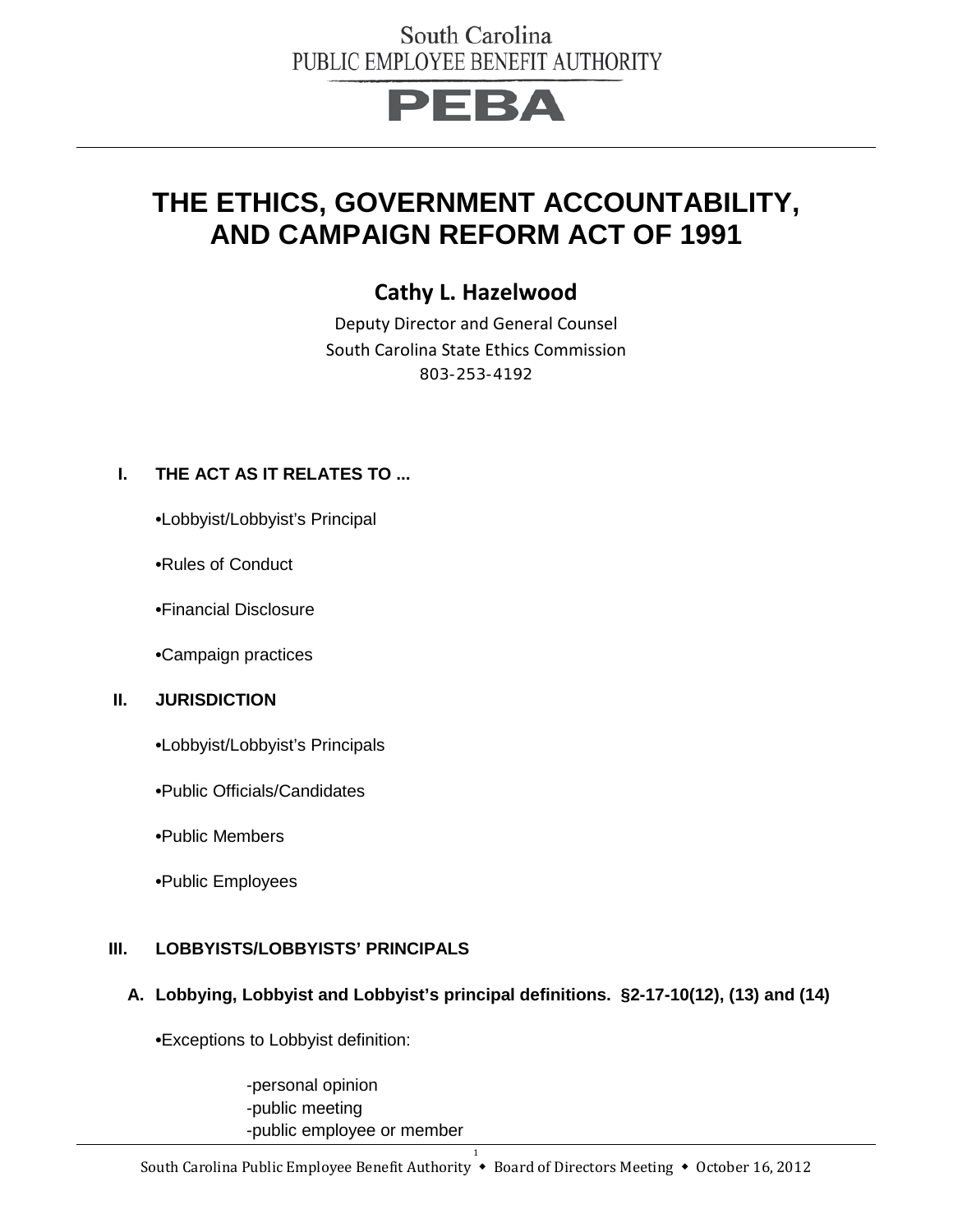# THE ETHICS, GOVERNMENT ACCOUNTABILITY, AND CAMPAIGN REFORM ACT OF 1991

## Cathy L. Hazelwood

Deputy Director and General Counsel
South Carolina State Ethics Commission
803-253-4192

### I. THE ACT AS IT RELATES TO ...

- Lobbyist/Lobbyist's Principal
- Rules of Conduct
- Financial Disclosure
- Campaign practices

### II. JURISDICTION

- Lobbyist/Lobbyist's Principals
- Public Officials/Candidates
- Public Members
- Public Employees

### III. LOBBYISTS/LOBBYISTS' PRINCIPALS

#### A. Lobbying, Lobbyist and Lobbyist's principal definitions. §2-17-10(12), (13) and (14)

- Exceptions to Lobbyist definition:

  -personal opinion
  -public meeting
  -public employee or member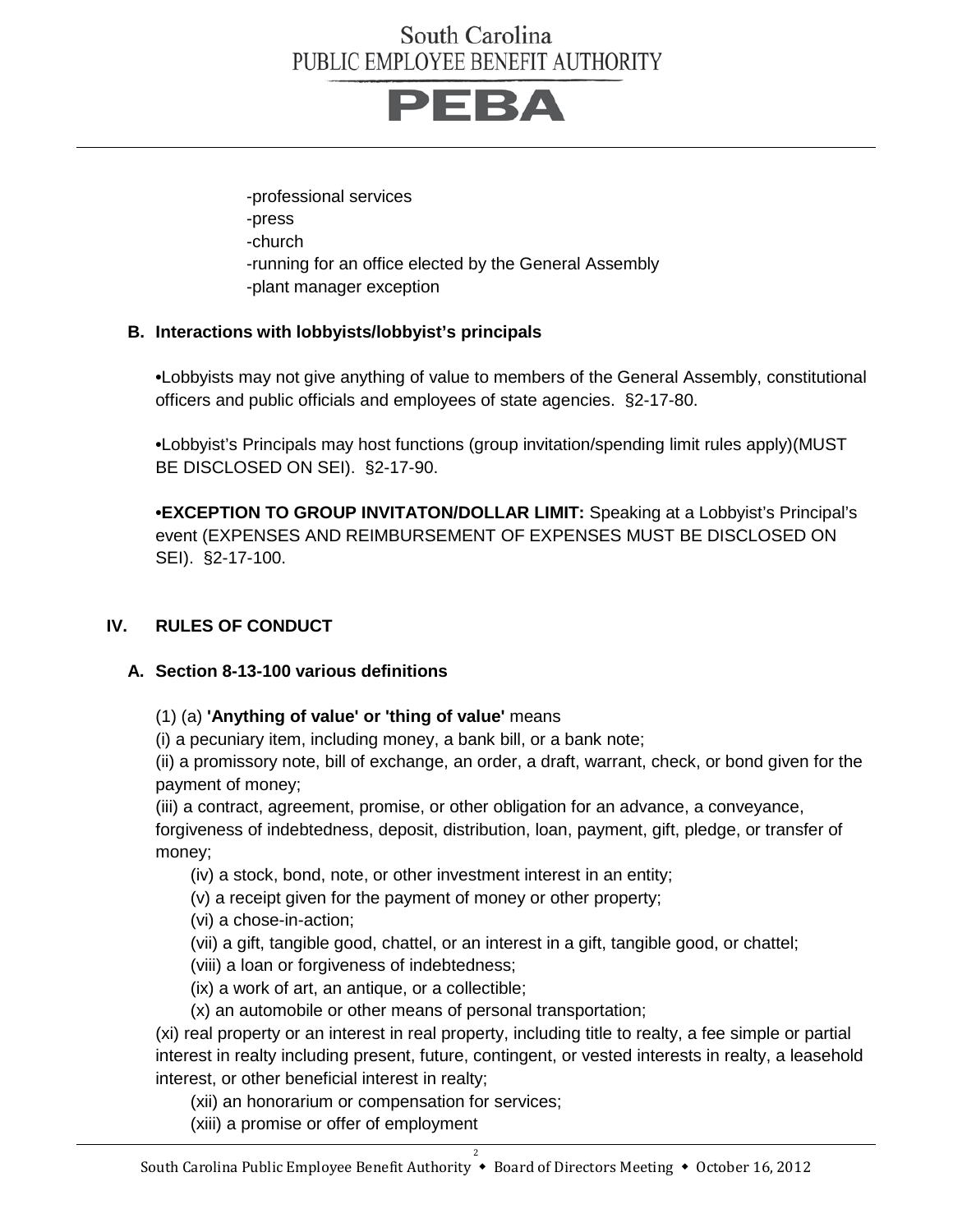-professional services
-press
-church
-running for an office elected by the General Assembly
-plant manager exception

**B. Interactions with lobbyists/lobbyist's principals**

•Lobbyists may not give anything of value to members of the General Assembly, constitutional officers and public officials and employees of state agencies. §2-17-80.

•Lobbyist's Principals may host functions (group invitation/spending limit rules apply)(MUST BE DISCLOSED ON SEI). §2-17-90.

•**EXCEPTION TO GROUP INVITATON/DOLLAR LIMIT:** Speaking at a Lobbyist's Principal's event (EXPENSES AND REIMBURSEMENT OF EXPENSES MUST BE DISCLOSED ON SEI). §2-17-100.

## IV. RULES OF CONDUCT

**A. Section 8-13-100 various definitions**

(1) (a) **'Anything of value' or 'thing of value'** means
(i) a pecuniary item, including money, a bank bill, or a bank note;
(ii) a promissory note, bill of exchange, an order, a draft, warrant, check, or bond given for the payment of money;
(iii) a contract, agreement, promise, or other obligation for an advance, a conveyance, forgiveness of indebtedness, deposit, distribution, loan, payment, gift, pledge, or transfer of money;
(iv) a stock, bond, note, or other investment interest in an entity;
(v) a receipt given for the payment of money or other property;
(vi) a chose-in-action;
(vii) a gift, tangible good, chattel, or an interest in a gift, tangible good, or chattel;
(viii) a loan or forgiveness of indebtedness;
(ix) a work of art, an antique, or a collectible;
(x) an automobile or other means of personal transportation;
(xi) real property or an interest in real property, including title to realty, a fee simple or partial interest in realty including present, future, contingent, or vested interests in realty, a leasehold interest, or other beneficial interest in realty;
(xii) an honorarium or compensation for services;
(xiii) a promise or offer of employment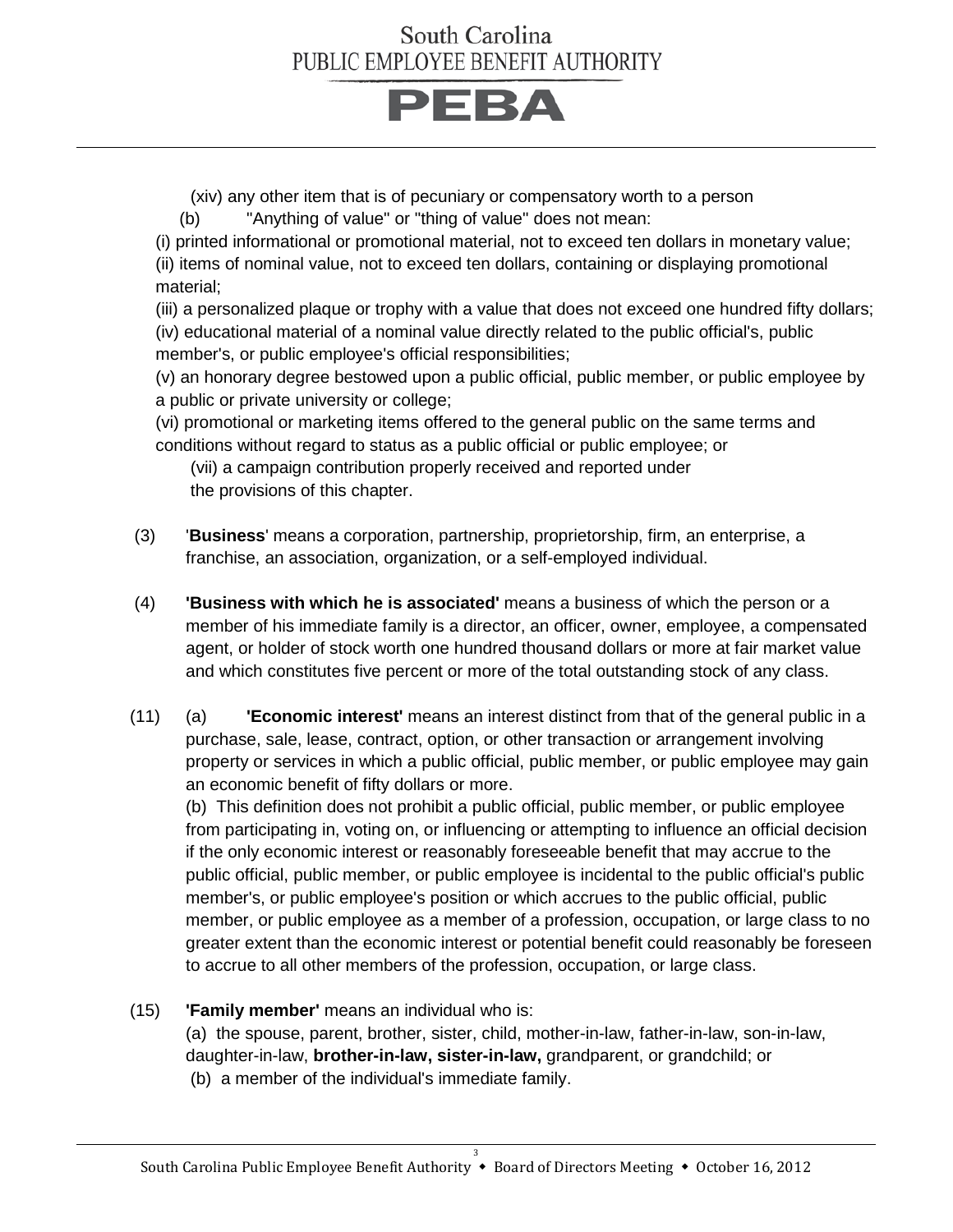(xiv) any other item that is of pecuniary or compensatory worth to a person

(b) "Anything of value" or "thing of value" does not mean:

(i) printed informational or promotional material, not to exceed ten dollars in monetary value;

(ii) items of nominal value, not to exceed ten dollars, containing or displaying promotional material;

(iii) a personalized plaque or trophy with a value that does not exceed one hundred fifty dollars;

(iv) educational material of a nominal value directly related to the public official's, public member's, or public employee's official responsibilities;

(v) an honorary degree bestowed upon a public official, public member, or public employee by a public or private university or college;

(vi) promotional or marketing items offered to the general public on the same terms and conditions without regard to status as a public official or public employee; or

(vii) a campaign contribution properly received and reported under the provisions of this chapter.

(3) '**Business**' means a corporation, partnership, proprietorship, firm, an enterprise, a franchise, an association, organization, or a self-employed individual.

(4) **'Business with which he is associated'** means a business of which the person or a member of his immediate family is a director, an officer, owner, employee, a compensated agent, or holder of stock worth one hundred thousand dollars or more at fair market value and which constitutes five percent or more of the total outstanding stock of any class.

(11) (a) **'Economic interest'** means an interest distinct from that of the general public in a purchase, sale, lease, contract, option, or other transaction or arrangement involving property or services in which a public official, public member, or public employee may gain an economic benefit of fifty dollars or more.

(b) This definition does not prohibit a public official, public member, or public employee from participating in, voting on, or influencing or attempting to influence an official decision if the only economic interest or reasonably foreseeable benefit that may accrue to the public official, public member, or public employee is incidental to the public official's public member's, or public employee's position or which accrues to the public official, public member, or public employee as a member of a profession, occupation, or large class to no greater extent than the economic interest or potential benefit could reasonably be foreseen to accrue to all other members of the profession, occupation, or large class.

(15) **'Family member'** means an individual who is:

(a) the spouse, parent, brother, sister, child, mother-in-law, father-in-law, son-in-law, daughter-in-law, **brother-in-law, sister-in-law,** grandparent, or grandchild; or

(b) a member of the individual's immediate family.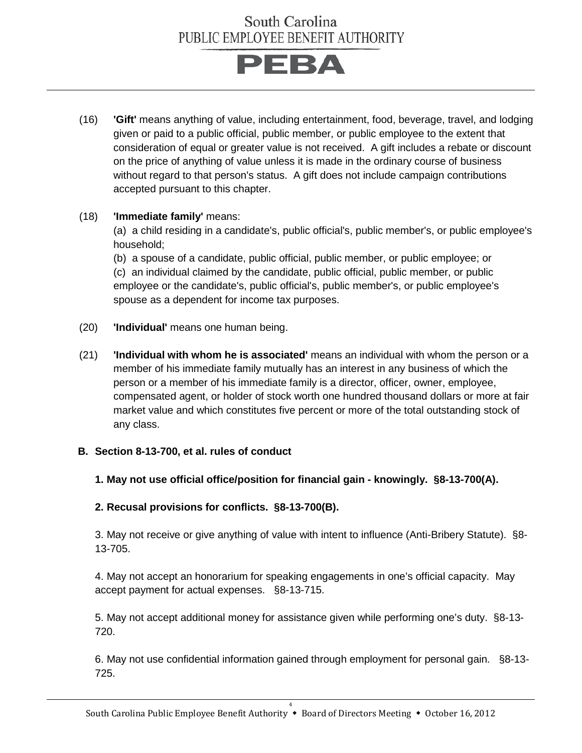(16) **'Gift'** means anything of value, including entertainment, food, beverage, travel, and lodging given or paid to a public official, public member, or public employee to the extent that consideration of equal or greater value is not received. A gift includes a rebate or discount on the price of anything of value unless it is made in the ordinary course of business without regard to that person's status. A gift does not include campaign contributions accepted pursuant to this chapter.

(18) **'Immediate family'** means:
(a) a child residing in a candidate's, public official's, public member's, or public employee's household;
(b) a spouse of a candidate, public official, public member, or public employee; or
(c) an individual claimed by the candidate, public official, public member, or public employee or the candidate's, public official's, public member's, or public employee's spouse as a dependent for income tax purposes.

(20) **'Individual'** means one human being.

(21) **'Individual with whom he is associated'** means an individual with whom the person or a member of his immediate family mutually has an interest in any business of which the person or a member of his immediate family is a director, officer, owner, employee, compensated agent, or holder of stock worth one hundred thousand dollars or more at fair market value and which constitutes five percent or more of the total outstanding stock of any class.

**B. Section 8-13-700, et al. rules of conduct**

**1. May not use official office/position for financial gain - knowingly. §8-13-700(A).**

**2. Recusal provisions for conflicts. §8-13-700(B).**

3. May not receive or give anything of value with intent to influence (Anti-Bribery Statute). §8-13-705.

4. May not accept an honorarium for speaking engagements in one's official capacity. May accept payment for actual expenses. §8-13-715.

5. May not accept additional money for assistance given while performing one's duty. §8-13-720.

6. May not use confidential information gained through employment for personal gain. §8-13-725.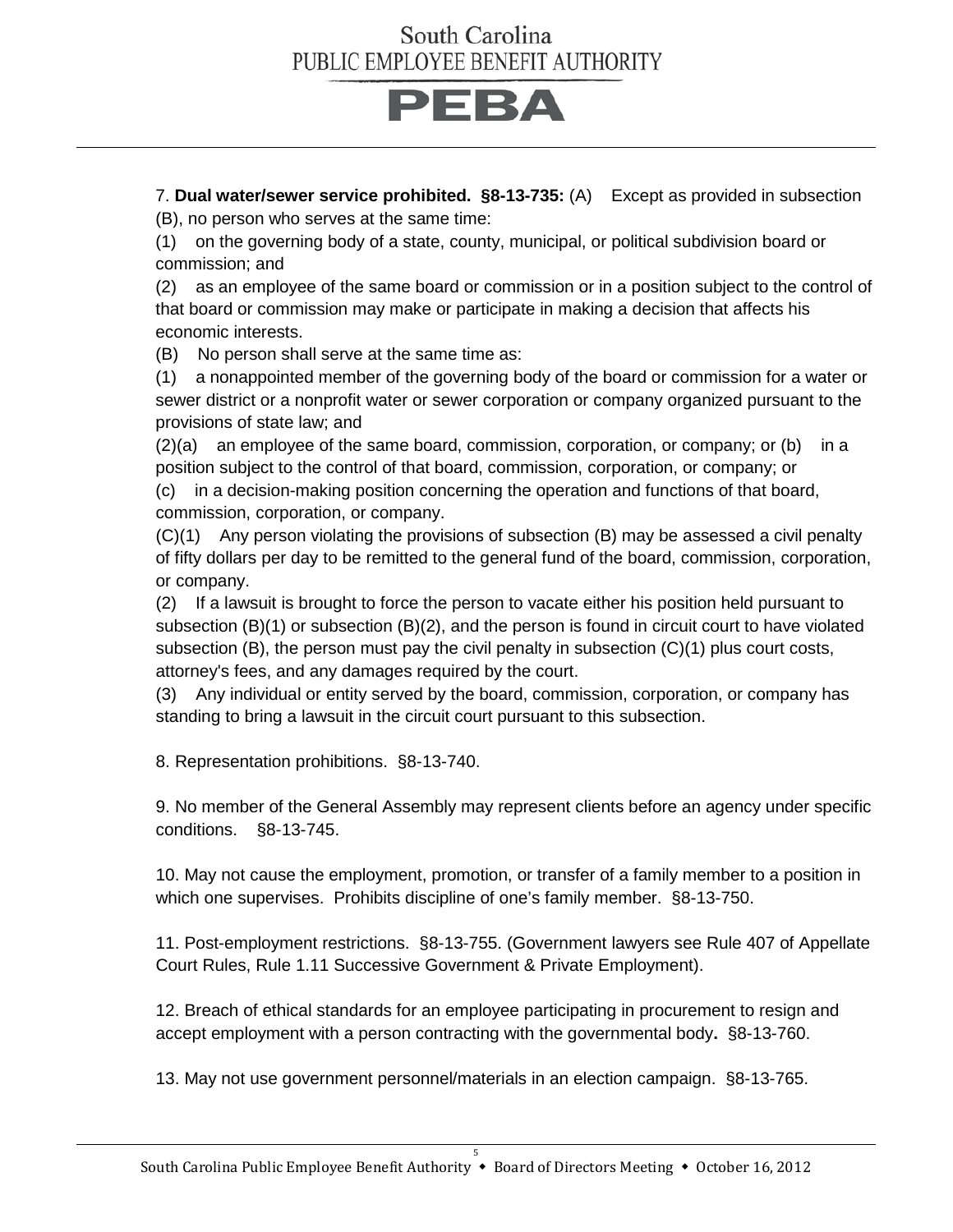7. **Dual water/sewer service prohibited. §8-13-735:** (A) Except as provided in subsection (B), no person who serves at the same time:

(1) on the governing body of a state, county, municipal, or political subdivision board or commission; and

(2) as an employee of the same board or commission or in a position subject to the control of that board or commission may make or participate in making a decision that affects his economic interests.

(B) No person shall serve at the same time as:

(1) a nonappointed member of the governing body of the board or commission for a water or sewer district or a nonprofit water or sewer corporation or company organized pursuant to the provisions of state law; and

(2)(a) an employee of the same board, commission, corporation, or company; or (b) in a position subject to the control of that board, commission, corporation, or company; or

(c) in a decision-making position concerning the operation and functions of that board, commission, corporation, or company.

(C)(1) Any person violating the provisions of subsection (B) may be assessed a civil penalty of fifty dollars per day to be remitted to the general fund of the board, commission, corporation, or company.

(2) If a lawsuit is brought to force the person to vacate either his position held pursuant to subsection (B)(1) or subsection (B)(2), and the person is found in circuit court to have violated subsection (B), the person must pay the civil penalty in subsection (C)(1) plus court costs, attorney's fees, and any damages required by the court.

(3) Any individual or entity served by the board, commission, corporation, or company has standing to bring a lawsuit in the circuit court pursuant to this subsection.

8. Representation prohibitions. §8-13-740.

9. No member of the General Assembly may represent clients before an agency under specific conditions. §8-13-745.

10. May not cause the employment, promotion, or transfer of a family member to a position in which one supervises. Prohibits discipline of one's family member. §8-13-750.

11. Post-employment restrictions. §8-13-755. (Government lawyers see Rule 407 of Appellate Court Rules, Rule 1.11 Successive Government & Private Employment).

12. Breach of ethical standards for an employee participating in procurement to resign and accept employment with a person contracting with the governmental body**.** §8-13-760.

13. May not use government personnel/materials in an election campaign. §8-13-765.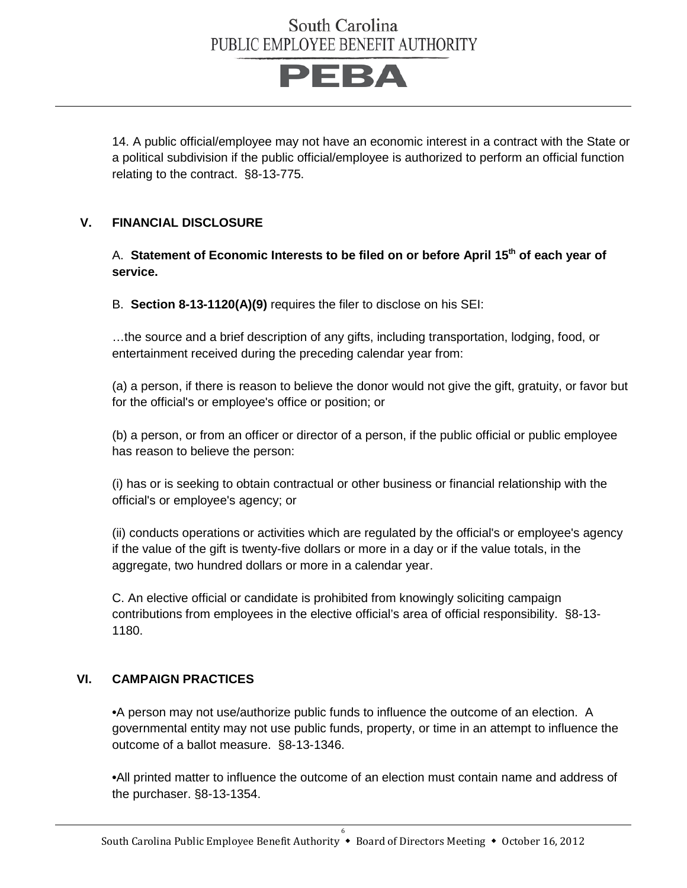14. A public official/employee may not have an economic interest in a contract with the State or a political subdivision if the public official/employee is authorized to perform an official function relating to the contract. §8-13-775.

## V. FINANCIAL DISCLOSURE

A. **Statement of Economic Interests to be filed on or before April 15th of each year of service.**

B. **Section 8-13-1120(A)(9)** requires the filer to disclose on his SEI:

…the source and a brief description of any gifts, including transportation, lodging, food, or entertainment received during the preceding calendar year from:

(a) a person, if there is reason to believe the donor would not give the gift, gratuity, or favor but for the official's or employee's office or position; or

(b) a person, or from an officer or director of a person, if the public official or public employee has reason to believe the person:

(i) has or is seeking to obtain contractual or other business or financial relationship with the official's or employee's agency; or

(ii) conducts operations or activities which are regulated by the official's or employee's agency if the value of the gift is twenty-five dollars or more in a day or if the value totals, in the aggregate, two hundred dollars or more in a calendar year.

C. An elective official or candidate is prohibited from knowingly soliciting campaign contributions from employees in the elective official's area of official responsibility. §8-13-1180.

## VI. CAMPAIGN PRACTICES

- A person may not use/authorize public funds to influence the outcome of an election. A governmental entity may not use public funds, property, or time in an attempt to influence the outcome of a ballot measure. §8-13-1346.

- All printed matter to influence the outcome of an election must contain name and address of the purchaser. §8-13-1354.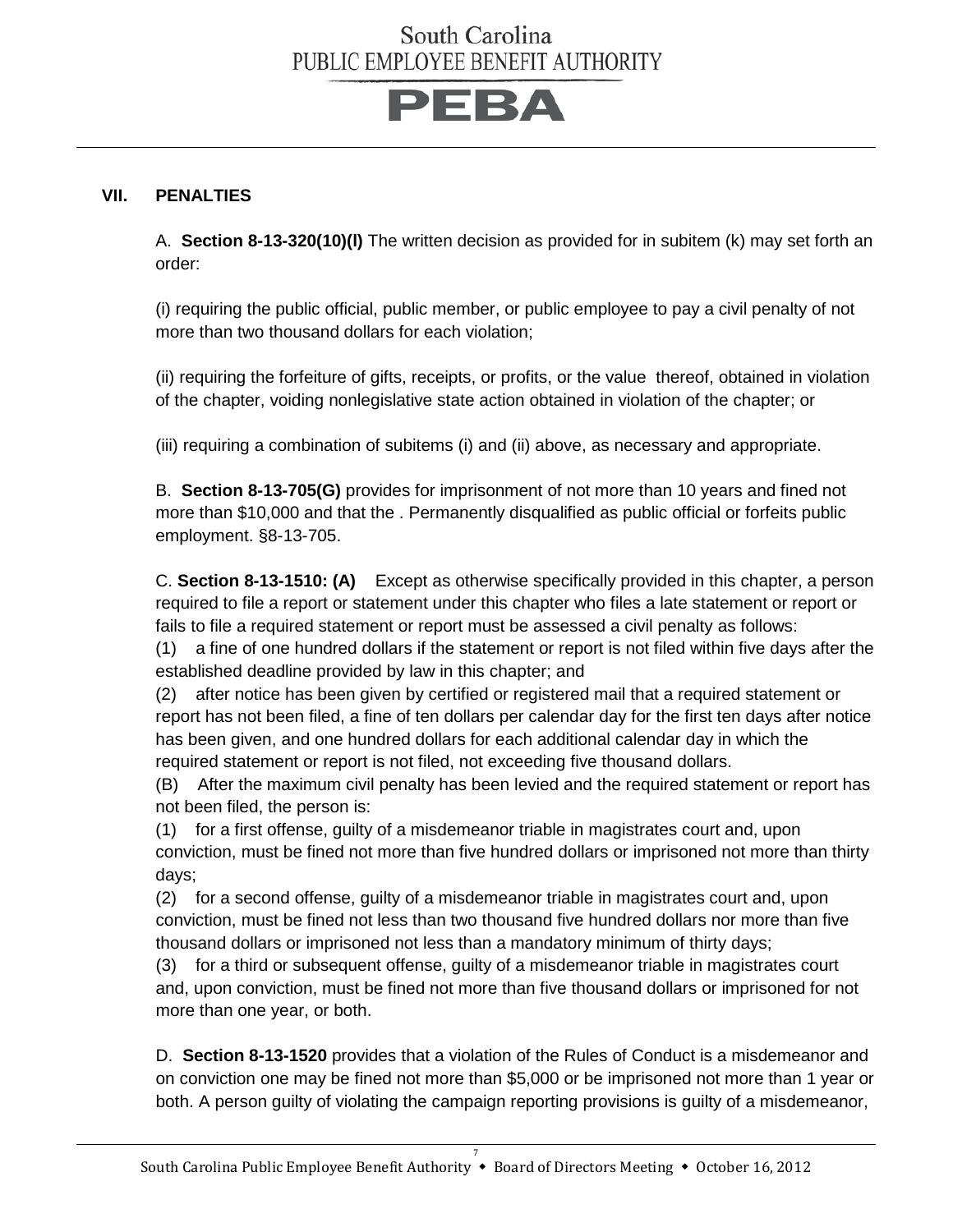## VII. PENALTIES

A. **Section 8-13-320(10)(l)** The written decision as provided for in subitem (k) may set forth an order:

(i) requiring the public official, public member, or public employee to pay a civil penalty of not more than two thousand dollars for each violation;

(ii) requiring the forfeiture of gifts, receipts, or profits, or the value thereof, obtained in violation of the chapter, voiding nonlegislative state action obtained in violation of the chapter; or

(iii) requiring a combination of subitems (i) and (ii) above, as necessary and appropriate.

B. **Section 8-13-705(G)** provides for imprisonment of not more than 10 years and fined not more than $10,000 and that the . Permanently disqualified as public official or forfeits public employment. §8-13-705.

C. **Section 8-13-1510: (A)** Except as otherwise specifically provided in this chapter, a person required to file a report or statement under this chapter who files a late statement or report or fails to file a required statement or report must be assessed a civil penalty as follows:

(1) a fine of one hundred dollars if the statement or report is not filed within five days after the established deadline provided by law in this chapter; and

(2) after notice has been given by certified or registered mail that a required statement or report has not been filed, a fine of ten dollars per calendar day for the first ten days after notice has been given, and one hundred dollars for each additional calendar day in which the required statement or report is not filed, not exceeding five thousand dollars.

(B) After the maximum civil penalty has been levied and the required statement or report has not been filed, the person is:

(1) for a first offense, guilty of a misdemeanor triable in magistrates court and, upon conviction, must be fined not more than five hundred dollars or imprisoned not more than thirty days;

(2) for a second offense, guilty of a misdemeanor triable in magistrates court and, upon conviction, must be fined not less than two thousand five hundred dollars nor more than five thousand dollars or imprisoned not less than a mandatory minimum of thirty days;

(3) for a third or subsequent offense, guilty of a misdemeanor triable in magistrates court and, upon conviction, must be fined not more than five thousand dollars or imprisoned for not more than one year, or both.

D. **Section 8-13-1520** provides that a violation of the Rules of Conduct is a misdemeanor and on conviction one may be fined not more than $5,000 or be imprisoned not more than 1 year or both. A person guilty of violating the campaign reporting provisions is guilty of a misdemeanor,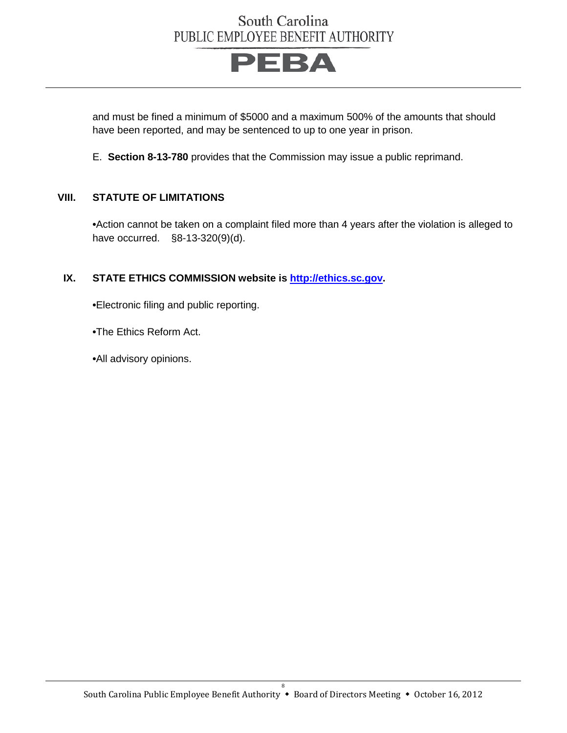and must be fined a minimum of $5000 and a maximum 500% of the amounts that should have been reported, and may be sentenced to up to one year in prison.

E. **Section 8-13-780** provides that the Commission may issue a public reprimand.

## VIII. STATUTE OF LIMITATIONS

•Action cannot be taken on a complaint filed more than 4 years after the violation is alleged to have occurred. §8-13-320(9)(d).

## IX. STATE ETHICS COMMISSION website is [http://ethics.sc.gov](http://ethics.sc.gov).

•Electronic filing and public reporting.

•The Ethics Reform Act.

•All advisory opinions.